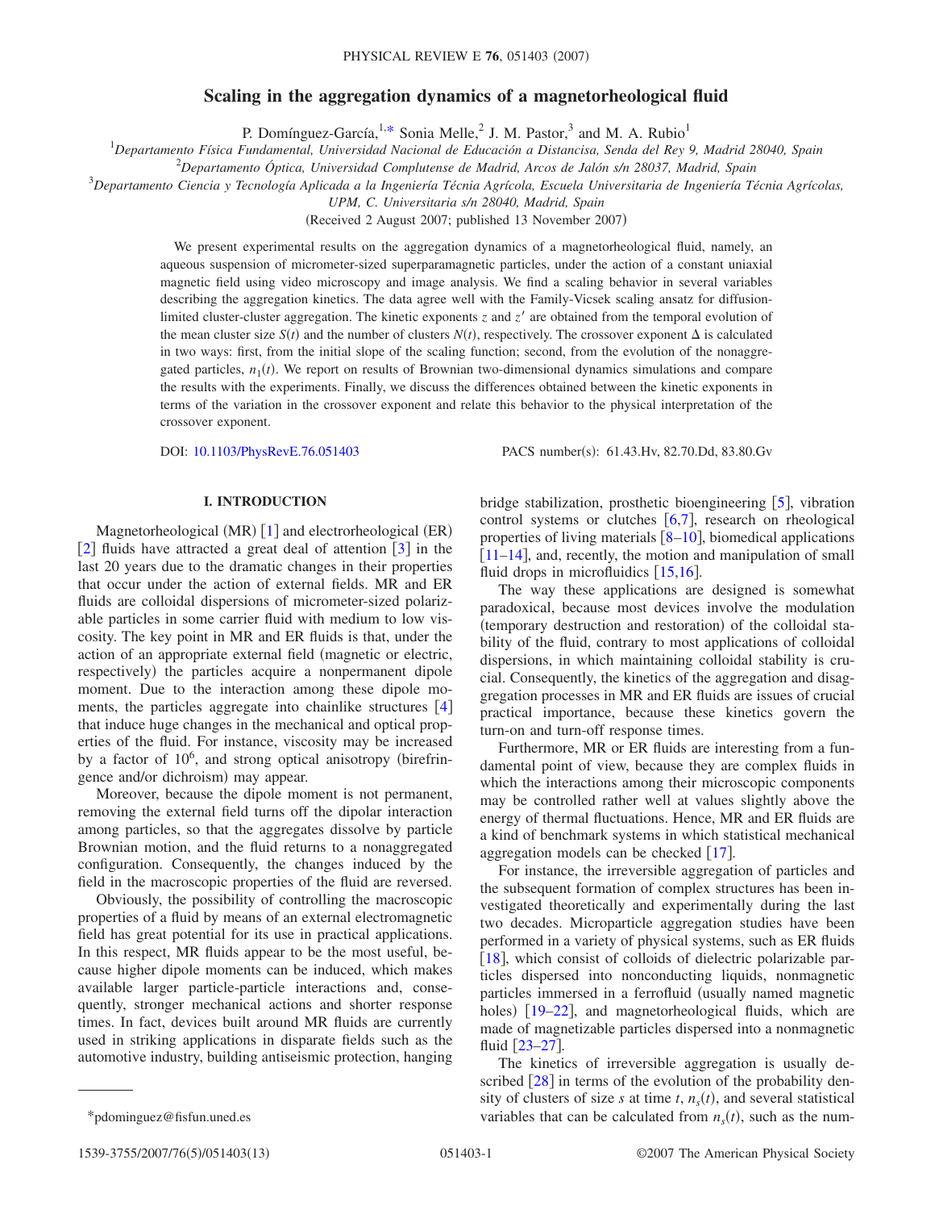# Scaling in the aggregation dynamics of a magnetorheological fluid

P. Domínguez-García,[1,*] Sonia Melle,[2] J. M. Pastor,[3] and M. A. Rubio[1]

[1]Departamento Física Fundamental, Universidad Nacional de Educación a Distancisa, Senda del Rey 9, Madrid 28040, Spain

[2]Departamento Óptica, Universidad Complutense de Madrid, Arcos de Jalón s/n 28037, Madrid, Spain

[3]Departamento Ciencia y Tecnología Aplicada a la Ingeniería Técnia Agrícola, Escuela Universitaria de Ingeniería Técnia Agrícolas, UPM, C. Universitaria s/n 28040, Madrid, Spain

(Received 2 August 2007; published 13 November 2007)

We present experimental results on the aggregation dynamics of a magnetorheological fluid, namely, an aqueous suspension of micrometer-sized superparamagnetic particles, under the action of a constant uniaxial magnetic field using video microscopy and image analysis. We find a scaling behavior in several variables describing the aggregation kinetics. The data agree well with the Family-Vicsek scaling ansatz for diffusion-limited cluster-cluster aggregation. The kinetic exponents $z$ and $z'$ are obtained from the temporal evolution of the mean cluster size $S(t)$ and the number of clusters $N(t)$, respectively. The crossover exponent $\Delta$ is calculated in two ways: first, from the initial slope of the scaling function; second, from the evolution of the nonaggregated particles, $n_1(t)$. We report on results of Brownian two-dimensional dynamics simulations and compare the results with the experiments. Finally, we discuss the differences obtained between the kinetic exponents in terms of the variation in the crossover exponent and relate this behavior to the physical interpretation of the crossover exponent.

DOI: 10.1103/PhysRevE.76.051403 PACS number(s): 61.43.Hv, 82.70.Dd, 83.80.Gv

## I. INTRODUCTION

Magnetorheological (MR) [1] and electrorheological (ER) [2] fluids have attracted a great deal of attention [3] in the last 20 years due to the dramatic changes in their properties that occur under the action of external fields. MR and ER fluids are colloidal dispersions of micrometer-sized polarizable particles in some carrier fluid with medium to low viscosity. The key point in MR and ER fluids is that, under the action of an appropriate external field (magnetic or electric, respectively) the particles acquire a nonpermanent dipole moment. Due to the interaction among these dipole moments, the particles aggregate into chainlike structures [4] that induce huge changes in the mechanical and optical properties of the fluid. For instance, viscosity may be increased by a factor of $10^6$, and strong optical anisotropy (birefringence and/or dichroism) may appear.

Moreover, because the dipole moment is not permanent, removing the external field turns off the dipolar interaction among particles, so that the aggregates dissolve by particle Brownian motion, and the fluid returns to a nonaggregated configuration. Consequently, the changes induced by the field in the macroscopic properties of the fluid are reversed.

Obviously, the possibility of controlling the macroscopic properties of a fluid by means of an external electromagnetic field has great potential for its use in practical applications. In this respect, MR fluids appear to be the most useful, because higher dipole moments can be induced, which makes available larger particle-particle interactions and, consequently, stronger mechanical actions and shorter response times. In fact, devices built around MR fluids are currently used in striking applications in disparate fields such as the automotive industry, building antiseismic protection, hanging bridge stabilization, prosthetic bioengineering [5], vibration control systems or clutches [6,7], research on rheological properties of living materials [8–10], biomedical applications [11–14], and, recently, the motion and manipulation of small fluid drops in microfluidics [15,16].

The way these applications are designed is somewhat paradoxical, because most devices involve the modulation (temporary destruction and restoration) of the colloidal stability of the fluid, contrary to most applications of colloidal dispersions, in which maintaining colloidal stability is crucial. Consequently, the kinetics of the aggregation and disaggregation processes in MR and ER fluids are issues of crucial practical importance, because these kinetics govern the turn-on and turn-off response times.

Furthermore, MR or ER fluids are interesting from a fundamental point of view, because they are complex fluids in which the interactions among their microscopic components may be controlled rather well at values slightly above the energy of thermal fluctuations. Hence, MR and ER fluids are a kind of benchmark systems in which statistical mechanical aggregation models can be checked [17].

For instance, the irreversible aggregation of particles and the subsequent formation of complex structures has been investigated theoretically and experimentally during the last two decades. Microparticle aggregation studies have been performed in a variety of physical systems, such as ER fluids [18], which consist of colloids of dielectric polarizable particles dispersed into nonconducting liquids, nonmagnetic particles immersed in a ferrofluid (usually named magnetic holes) [19–22], and magnetorheological fluids, which are made of magnetizable particles dispersed into a nonmagnetic fluid [23–27].

The kinetics of irreversible aggregation is usually described [28] in terms of the evolution of the probability density of clusters of size $s$ at time $t$, $n_s(t)$, and several statistical variables that can be calculated from $n_s(t)$, such as the num-

*pdominguez@fisfun.uned.es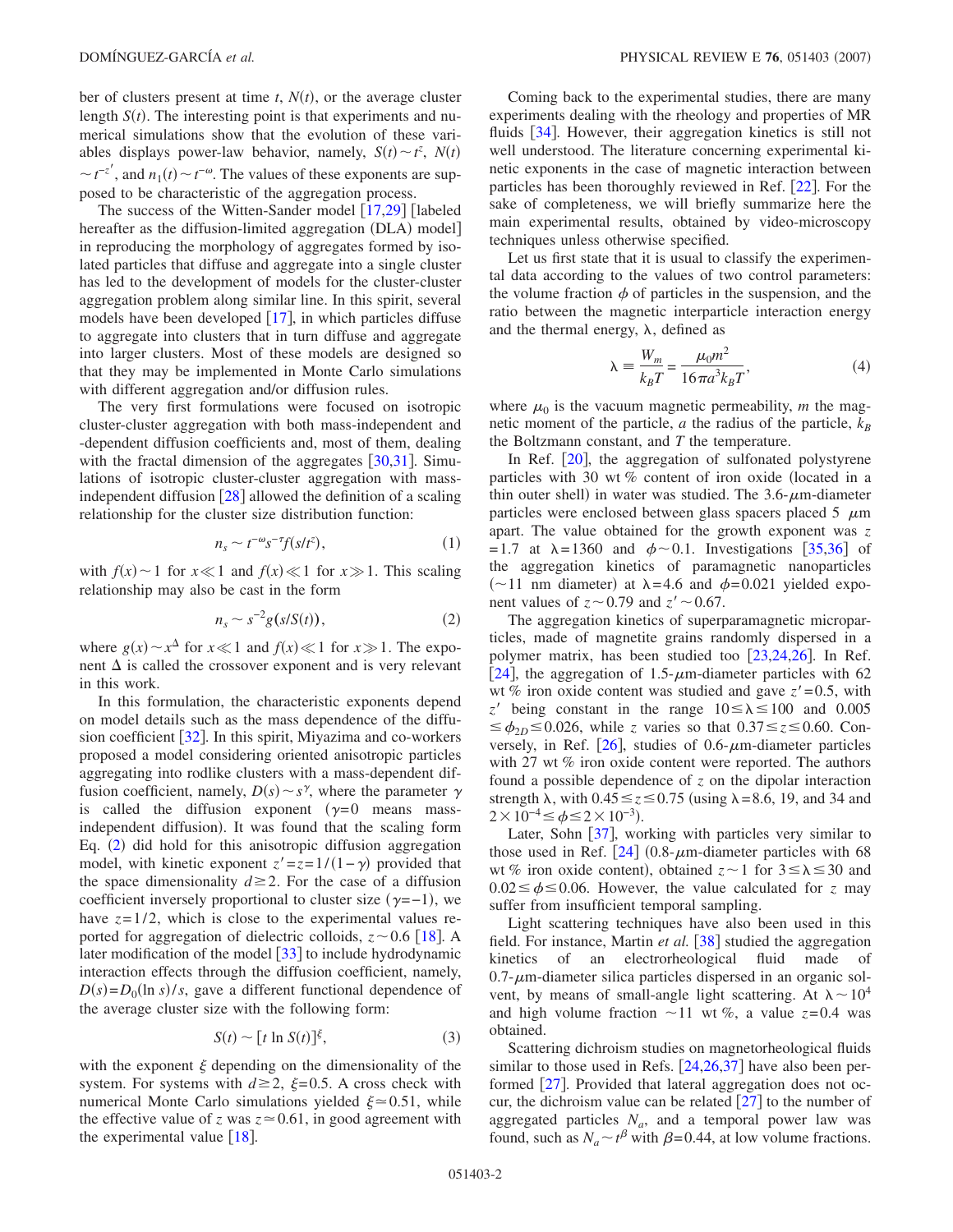ber of clusters present at time $t$, $N(t)$, or the average cluster length $S(t)$. The interesting point is that experiments and numerical simulations show that the evolution of these variables displays power-law behavior, namely, $S(t) \sim t^{z}$, $N(t) \sim t^{-z'}$, and $n_1(t) \sim t^{-\omega}$. The values of these exponents are supposed to be characteristic of the aggregation process.

The success of the Witten-Sander model [17,29] [labeled hereafter as the diffusion-limited aggregation (DLA) model] in reproducing the morphology of aggregates formed by isolated particles that diffuse and aggregate into a single cluster has led to the development of models for the cluster-cluster aggregation problem along similar line. In this spirit, several models have been developed [17], in which particles diffuse to aggregate into clusters that in turn diffuse and aggregate into larger clusters. Most of these models are designed so that they may be implemented in Monte Carlo simulations with different aggregation and/or diffusion rules.

The very first formulations were focused on isotropic cluster-cluster aggregation with both mass-independent and -dependent diffusion coefficients and, most of them, dealing with the fractal dimension of the aggregates [30,31]. Simulations of isotropic cluster-cluster aggregation with mass-independent diffusion [28] allowed the definition of a scaling relationship for the cluster size distribution function:

$$n_s \sim t^{-\omega} s^{-\tau} f(s/t^{z}), \tag{1}$$

with $f(x) \sim 1$ for $x \ll 1$ and $f(x) \ll 1$ for $x \gg 1$. This scaling relationship may also be cast in the form

$$n_s \sim s^{-2} g(s/S(t)), \tag{2}$$

where $g(x) \sim x^{\Delta}$ for $x \ll 1$ and $f(x) \ll 1$ for $x \gg 1$. The exponent $\Delta$ is called the crossover exponent and is very relevant in this work.

In this formulation, the characteristic exponents depend on model details such as the mass dependence of the diffusion coefficient [32]. In this spirit, Miyazima and co-workers proposed a model considering oriented anisotropic particles aggregating into rodlike clusters with a mass-dependent diffusion coefficient, namely, $D(s) \sim s^{\gamma}$, where the parameter $\gamma$ is called the diffusion exponent ($\gamma = 0$ means mass-independent diffusion). It was found that the scaling form Eq. (2) did hold for this anisotropic diffusion aggregation model, with kinetic exponent $z' = z = 1/(1-\gamma)$ provided that the space dimensionality $d \geq 2$. For the case of a diffusion coefficient inversely proportional to cluster size ($\gamma = -1$), we have $z = 1/2$, which is close to the experimental values reported for aggregation of dielectric colloids, $z \sim 0.6$ [18]. A later modification of the model [33] to include hydrodynamic interaction effects through the diffusion coefficient, namely, $D(s) = D_0(\ln s)/s$, gave a different functional dependence of the average cluster size with the following form:

$$S(t) \sim [t \ln S(t)]^{\xi}, \tag{3}$$

with the exponent $\xi$ depending on the dimensionality of the system. For systems with $d \geq 2$, $\xi = 0.5$. A cross check with numerical Monte Carlo simulations yielded $\xi \simeq 0.51$, while the effective value of $z$ was $z \simeq 0.61$, in good agreement with the experimental value [18].

Coming back to the experimental studies, there are many experiments dealing with the rheology and properties of MR fluids [34]. However, their aggregation kinetics is still not well understood. The literature concerning experimental kinetic exponents in the case of magnetic interaction between particles has been thoroughly reviewed in Ref. [22]. For the sake of completeness, we will briefly summarize here the main experimental results, obtained by video-microscopy techniques unless otherwise specified.

Let us first state that it is usual to classify the experimental data according to the values of two control parameters: the volume fraction $\phi$ of particles in the suspension, and the ratio between the magnetic interparticle interaction energy and the thermal energy, $\lambda$, defined as

$$\lambda \equiv \frac{W_m}{k_B T} = \frac{\mu_0 m^2}{16 \pi a^3 k_B T}, \tag{4}$$

where $\mu_0$ is the vacuum magnetic permeability, $m$ the magnetic moment of the particle, $a$ the radius of the particle, $k_B$ the Boltzmann constant, and $T$ the temperature.

In Ref. [20], the aggregation of sulfonated polystyrene particles with 30 wt % content of iron oxide (located in a thin outer shell) in water was studied. The 3.6-$\mu$m-diameter particles were enclosed between glass spacers placed 5 $\mu$m apart. The value obtained for the growth exponent was $z = 1.7$ at $\lambda = 1360$ and $\phi \sim 0.1$. Investigations [35,36] of the aggregation kinetics of paramagnetic nanoparticles ($\sim 11$ nm diameter) at $\lambda = 4.6$ and $\phi = 0.021$ yielded exponent values of $z \sim 0.79$ and $z' \sim 0.67$.

The aggregation kinetics of superparamagnetic microparticles, made of magnetite grains randomly dispersed in a polymer matrix, has been studied too [23,24,26]. In Ref. [24], the aggregation of 1.5-$\mu$m-diameter particles with 62 wt % iron oxide content was studied and gave $z' = 0.5$, with $z'$ being constant in the range $10 \leq \lambda \leq 100$ and $0.005 \leq \phi_{2D} \leq 0.026$, while $z$ varies so that $0.37 \leq z \leq 0.60$. Conversely, in Ref. [26], studies of 0.6-$\mu$m-diameter particles with 27 wt % iron oxide content were reported. The authors found a possible dependence of $z$ on the dipolar interaction strength $\lambda$, with $0.45 \leq z \leq 0.75$ (using $\lambda = 8.6$, 19, and 34 and $2 \times 10^{-4} \leq \phi \leq 2 \times 10^{-3}$).

Later, Sohn [37], working with particles very similar to those used in Ref. [24] (0.8-$\mu$m-diameter particles with 68 wt % iron oxide content), obtained $z \sim 1$ for $3 \leq \lambda \leq 30$ and $0.02 \leq \phi \leq 0.06$. However, the value calculated for $z$ may suffer from insufficient temporal sampling.

Light scattering techniques have also been used in this field. For instance, Martin *et al.* [38] studied the aggregation kinetics of an electrorheological fluid made of 0.7-$\mu$m-diameter silica particles dispersed in an organic solvent, by means of small-angle light scattering. At $\lambda \sim 10^4$ and high volume fraction $\sim 11$ wt %, a value $z = 0.4$ was obtained.

Scattering dichroism studies on magnetorheological fluids similar to those used in Refs. [24,26,37] have also been performed [27]. Provided that lateral aggregation does not occur, the dichroism value can be related [27] to the number of aggregated particles $N_a$, and a temporal power law was found, such as $N_a \sim t^{\beta}$ with $\beta = 0.44$, at low volume fractions.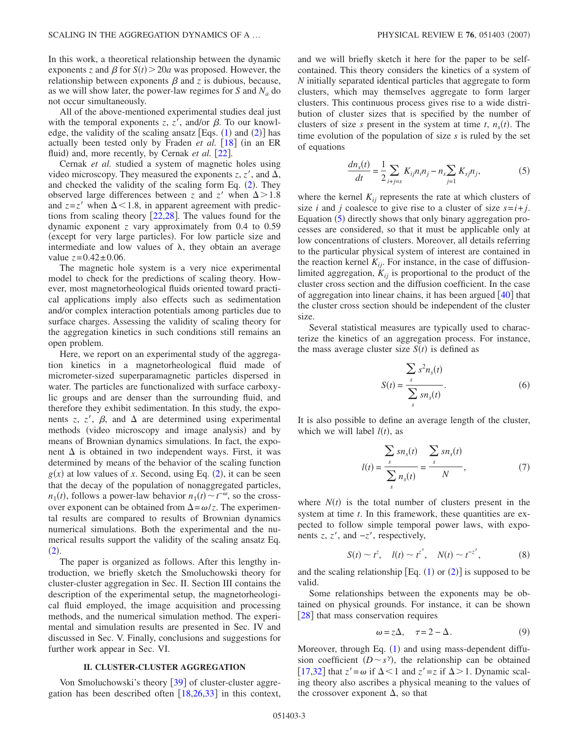In this work, a theoretical relationship between the dynamic exponents $z$ and $\beta$ for $S(t)>20a$ was proposed. However, the relationship between exponents $\beta$ and $z$ is dubious, because, as we will show later, the power-law regimes for $S$ and $N_a$ do not occur simultaneously.

All of the above-mentioned experimental studies deal just with the temporal exponents $z$, $z'$, and/or $\beta$. To our knowledge, the validity of the scaling ansatz [Eqs. (1) and (2)] has actually been tested only by Fraden *et al.* [18] (in an ER fluid) and, more recently, by Cernak *et al.* [22].

Cernak *et al.* studied a system of magnetic holes using video microscopy. They measured the exponents $z$, $z'$, and $\Delta$, and checked the validity of the scaling form Eq. (2). They observed large differences between $z$ and $z'$ when $\Delta>1.8$ and $z=z'$ when $\Delta<1.8$, in apparent agreement with predictions from scaling theory [22,28]. The values found for the dynamic exponent $z$ vary approximately from 0.4 to 0.59 (except for very large particles). For low particle size and intermediate and low values of $\lambda$, they obtain an average value $z=0.42\pm0.06$.

The magnetic hole system is a very nice experimental model to check for the predictions of scaling theory. However, most magnetorheological fluids oriented toward practical applications imply also effects such as sedimentation and/or complex interaction potentials among particles due to surface charges. Assessing the validity of scaling theory for the aggregation kinetics in such conditions still remains an open problem.

Here, we report on an experimental study of the aggregation kinetics in a magnetorheological fluid made of micrometer-sized superparamagnetic particles dispersed in water. The particles are functionalized with surface carboxylic groups and are denser than the surrounding fluid, and therefore they exhibit sedimentation. In this study, the exponents $z$, $z'$, $\beta$, and $\Delta$ are determined using experimental methods (video microscopy and image analysis) and by means of Brownian dynamics simulations. In fact, the exponent $\Delta$ is obtained in two independent ways. First, it was determined by means of the behavior of the scaling function $g(x)$ at low values of $x$. Second, using Eq. (2), it can be seen that the decay of the population of nonaggregated particles, $n_1(t)$, follows a power-law behavior $n_1(t)\sim t^{-\omega}$, so the crossover exponent can be obtained from $\Delta=\omega/z$. The experimental results are compared to results of Brownian dynamics numerical simulations. Both the experimental and the numerical results support the validity of the scaling ansatz Eq. (2).

The paper is organized as follows. After this lengthy introduction, we briefly sketch the Smoluchowski theory for cluster-cluster aggregation in Sec. II. Section III contains the description of the experimental setup, the magnetorheological fluid employed, the image acquisition and processing methods, and the numerical simulation method. The experimental and simulation results are presented in Sec. IV and discussed in Sec. V. Finally, conclusions and suggestions for further work appear in Sec. VI.

## II. CLUSTER-CLUSTER AGGREGATION

Von Smoluchowski's theory [39] of cluster-cluster aggregation has been described often [18,26,33] in this context, and we will briefly sketch it here for the paper to be self-contained. This theory considers the kinetics of a system of $N$ initially separated identical particles that aggregate to form clusters, which may themselves aggregate to form larger clusters. This continuous process gives rise to a wide distribution of cluster sizes that is specified by the number of clusters of size $s$ present in the system at time $t$, $n_s(t)$. The time evolution of the population of size $s$ is ruled by the set of equations

$$\frac{dn_s(t)}{dt}=\frac{1}{2}\sum_{i+j=s}K_{ij}n_in_j-n_s\sum_{j=1}K_{sj}n_j, \tag{5}$$

where the kernel $K_{ij}$ represents the rate at which clusters of size $i$ and $j$ coalesce to give rise to a cluster of size $s=i+j$. Equation (5) directly shows that only binary aggregation processes are considered, so that it must be applicable only at low concentrations of clusters. Moreover, all details referring to the particular physical system of interest are contained in the reaction kernel $K_{ij}$. For instance, in the case of diffusion-limited aggregation, $K_{ij}$ is proportional to the product of the cluster cross section and the diffusion coefficient. In the case of aggregation into linear chains, it has been argued [40] that the cluster cross section should be independent of the cluster size.

Several statistical measures are typically used to characterize the kinetics of an aggregation process. For instance, the mass average cluster size $S(t)$ is defined as

$$S(t)=\frac{\sum_s s^2n_s(t)}{\sum_s sn_s(t)}. \tag{6}$$

It is also possible to define an average length of the cluster, which we will label $l(t)$, as

$$l(t)=\frac{\sum_s sn_s(t)}{\sum_s n_s(t)}=\frac{\sum_s sn_s(t)}{N}, \tag{7}$$

where $N(t)$ is the total number of clusters present in the system at time $t$. In this framework, these quantities are expected to follow simple temporal power laws, with exponents $z$, $z'$, and $-z'$, respectively,

$$S(t)\sim t^z,\quad l(t)\sim t^{z'},\quad N(t)\sim t^{-z'}, \tag{8}$$

and the scaling relationship [Eq. (1) or (2)] is supposed to be valid.

Some relationships between the exponents may be obtained on physical grounds. For instance, it can be shown [28] that mass conservation requires

$$\omega=z\Delta,\quad \tau=2-\Delta. \tag{9}$$

Moreover, through Eq. (1) and using mass-dependent diffusion coefficient ($D\sim s^{\gamma}$), the relationship can be obtained [17,32] that $z'=\omega$ if $\Delta<1$ and $z'=z$ if $\Delta>1$. Dynamic scaling theory also ascribes a physical meaning to the values of the crossover exponent $\Delta$, so that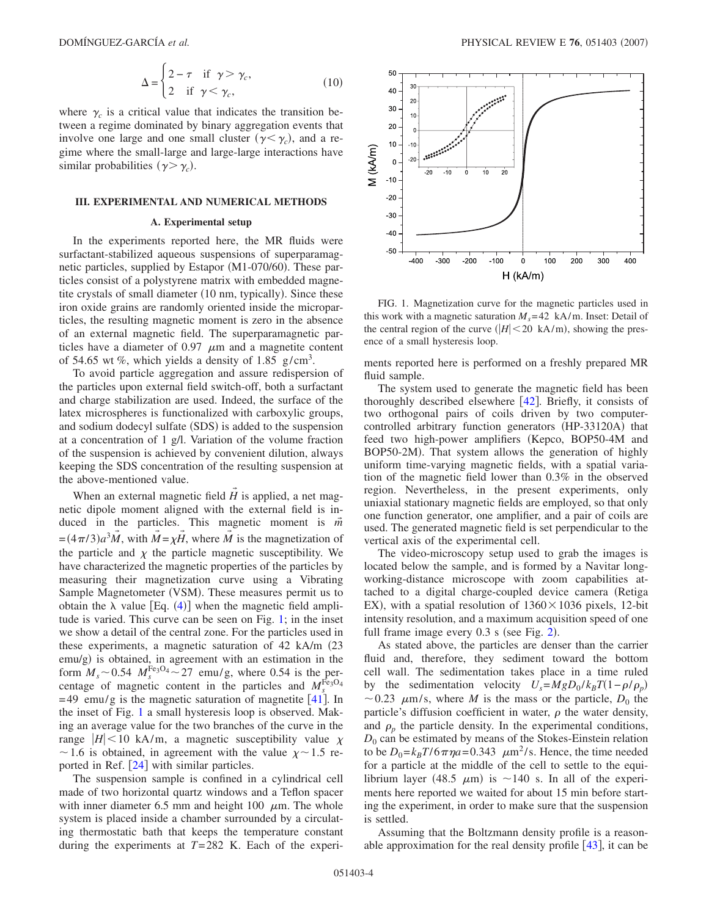$$
\Delta = \begin{cases} 2 - \tau & \text{if } \gamma > \gamma_c, \\ 2 & \text{if } \gamma < \gamma_c, \end{cases} \tag{10}
$$

where $\gamma_c$ is a critical value that indicates the transition between a regime dominated by binary aggregation events that involve one large and one small cluster ($\gamma < \gamma_c$), and a regime where the small-large and large-large interactions have similar probabilities ($\gamma > \gamma_c$).

## III. EXPERIMENTAL AND NUMERICAL METHODS

### A. Experimental setup

In the experiments reported here, the MR fluids were surfactant-stabilized aqueous suspensions of superparamagnetic particles, supplied by Estapor (M1-070/60). These particles consist of a polystyrene matrix with embedded magnetite crystals of small diameter (10 nm, typically). Since these iron oxide grains are randomly oriented inside the microparticles, the resulting magnetic moment is zero in the absence of an external magnetic field. The superparamagnetic particles have a diameter of 0.97 $\mu$m and a magnetite content of 54.65 wt %, which yields a density of 1.85 g/cm$^3$.

To avoid particle aggregation and assure redispersion of the particles upon external field switch-off, both a surfactant and charge stabilization are used. Indeed, the surface of the latex microspheres is functionalized with carboxylic groups, and sodium dodecyl sulfate (SDS) is added to the suspension at a concentration of 1 g/l. Variation of the volume fraction of the suspension is achieved by convenient dilution, always keeping the SDS concentration of the resulting suspension at the above-mentioned value.

When an external magnetic field $\vec{H}$ is applied, a net magnetic dipole moment aligned with the external field is induced in the particles. This magnetic moment is $\vec{m} = (4\pi/3)a^3\vec{M}$, with $\vec{M} = \chi\vec{H}$, where $\vec{M}$ is the magnetization of the particle and $\chi$ the particle magnetic susceptibility. We have characterized the magnetic properties of the particles by measuring their magnetization curve using a Vibrating Sample Magnetometer (VSM). These measures permit us to obtain the $\lambda$ value [Eq. (4)] when the magnetic field amplitude is varied. This curve can be seen on Fig. 1; in the inset we show a detail of the central zone. For the particles used in these experiments, a magnetic saturation of 42 kA/m (23 emu/g) is obtained, in agreement with an estimation in the form $M_s \sim 0.54$ $M_s^{\mathrm{Fe_3O_4}} \sim 27$ emu/g, where 0.54 is the percentage of magnetic content in the particles and $M_s^{\mathrm{Fe_3O_4}} = 49$ emu/g is the magnetic saturation of magnetite [41]. In the inset of Fig. 1 a small hysteresis loop is observed. Making an average value for the two branches of the curve in the range $|H| < 10$ kA/m, a magnetic susceptibility value $\chi \sim 1.6$ is obtained, in agreement with the value $\chi \sim 1.5$ reported in Ref. [24] with similar particles.

The suspension sample is confined in a cylindrical cell made of two horizontal quartz windows and a Teflon spacer with inner diameter 6.5 mm and height 100 $\mu$m. The whole system is placed inside a chamber surrounded by a circulating thermostatic bath that keeps the temperature constant during the experiments at $T = 282$ K. Each of the experiments reported here is performed on a freshly prepared MR fluid sample.

FIG. 1. Magnetization curve for the magnetic particles used in this work with a magnetic saturation $M_s = 42$ kA/m. Inset: Detail of the central region of the curve ($|H| < 20$ kA/m), showing the presence of a small hysteresis loop.

The system used to generate the magnetic field has been thoroughly described elsewhere [42]. Briefly, it consists of two orthogonal pairs of coils driven by two computer-controlled arbitrary function generators (HP-33120A) that feed two high-power amplifiers (Kepco, BOP50-4M and BOP50-2M). That system allows the generation of highly uniform time-varying magnetic fields, with a spatial variation of the magnetic field lower than 0.3% in the observed region. Nevertheless, in the present experiments, only uniaxial stationary magnetic fields are employed, so that only one function generator, one amplifier, and a pair of coils are used. The generated magnetic field is set perpendicular to the vertical axis of the experimental cell.

The video-microscopy setup used to grab the images is located below the sample, and is formed by a Navitar long-working-distance microscope with zoom capabilities attached to a digital charge-coupled device camera (Retiga EX), with a spatial resolution of $1360 \times 1036$ pixels, 12-bit intensity resolution, and a maximum acquisition speed of one full frame image every 0.3 s (see Fig. 2).

As stated above, the particles are denser than the carrier fluid and, therefore, they sediment toward the bottom cell wall. The sedimentation takes place in a time ruled by the sedimentation velocity $U_s = MgD_0/k_BT(1-\rho/\rho_p) \sim 0.23$ $\mu$m/s, where $M$ is the mass or the particle, $D_0$ the particle's diffusion coefficient in water, $\rho$ the water density, and $\rho_p$ the particle density. In the experimental conditions, $D_0$ can be estimated by means of the Stokes-Einstein relation to be $D_0 = k_BT/6\pi\eta a = 0.343$ $\mu$m$^2$/s. Hence, the time needed for a particle at the middle of the cell to settle to the equilibrium layer (48.5 $\mu$m) is $\sim$140 s. In all of the experiments here reported we waited for about 15 min before starting the experiment, in order to make sure that the suspension is settled.

Assuming that the Boltzmann density profile is a reasonable approximation for the real density profile [43], it can be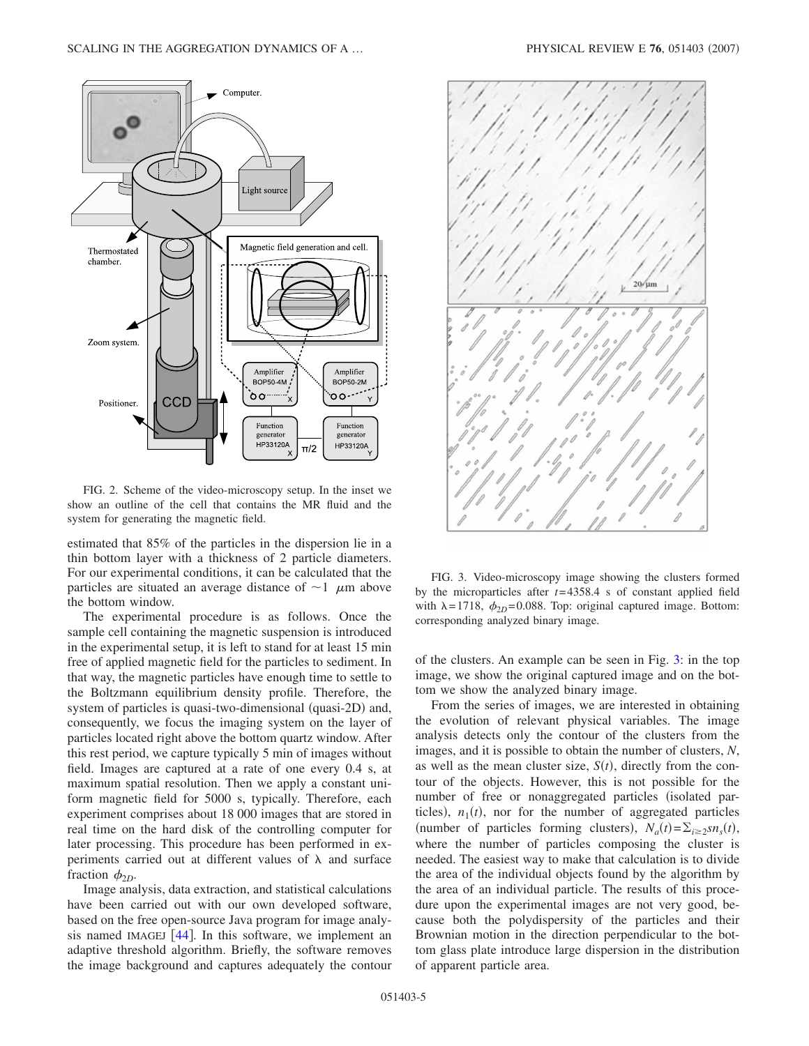FIG. 2. Scheme of the video-microscopy setup. In the inset we show an outline of the cell that contains the MR fluid and the system for generating the magnetic field.

estimated that 85% of the particles in the dispersion lie in a thin bottom layer with a thickness of 2 particle diameters. For our experimental conditions, it can be calculated that the particles are situated an average distance of $\sim 1$ $\mu$m above the bottom window.

The experimental procedure is as follows. Once the sample cell containing the magnetic suspension is introduced in the experimental setup, it is left to stand for at least 15 min free of applied magnetic field for the particles to sediment. In that way, the magnetic particles have enough time to settle to the Boltzmann equilibrium density profile. Therefore, the system of particles is quasi-two-dimensional (quasi-2D) and, consequently, we focus the imaging system on the layer of particles located right above the bottom quartz window. After this rest period, we capture typically 5 min of images without field. Images are captured at a rate of one every 0.4 s, at maximum spatial resolution. Then we apply a constant uniform magnetic field for 5000 s, typically. Therefore, each experiment comprises about 18 000 images that are stored in real time on the hard disk of the controlling computer for later processing. This procedure has been performed in experiments carried out at different values of $\lambda$ and surface fraction $\phi_{2D}$.

Image analysis, data extraction, and statistical calculations have been carried out with our own developed software, based on the free open-source Java program for image analysis named IMAGEJ [44]. In this software, we implement an adaptive threshold algorithm. Briefly, the software removes the image background and captures adequately the contour of the clusters. An example can be seen in Fig. 3: in the top image, we show the original captured image and on the bottom we show the analyzed binary image.

FIG. 3. Video-microscopy image showing the clusters formed by the microparticles after $t=4358.4$ s of constant applied field with $\lambda=1718$, $\phi_{2D}=0.088$. Top: original captured image. Bottom: corresponding analyzed binary image.

From the series of images, we are interested in obtaining the evolution of relevant physical variables. The image analysis detects only the contour of the clusters from the images, and it is possible to obtain the number of clusters, $N$, as well as the mean cluster size, $S(t)$, directly from the contour of the objects. However, this is not possible for the number of free or nonaggregated particles (isolated particles), $n_1(t)$, nor for the number of aggregated particles (number of particles forming clusters), $N_a(t)=\Sigma_{i\geq 2} s n_s(t)$, where the number of particles composing the cluster is needed. The easiest way to make that calculation is to divide the area of the individual objects found by the algorithm by the area of an individual particle. The results of this procedure upon the experimental images are not very good, because both the polydispersity of the particles and their Brownian motion in the direction perpendicular to the bottom glass plate introduce large dispersion in the distribution of apparent particle area.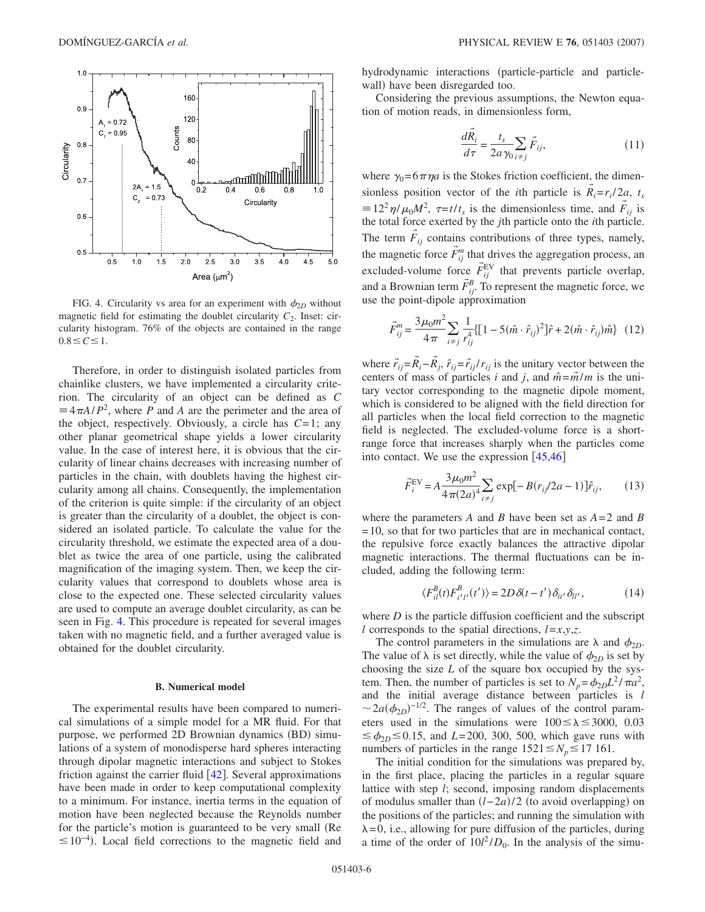FIG. 4. Circularity vs area for an experiment with $\phi_{2D}$ without magnetic field for estimating the doublet circularity $C_2$. Inset: circularity histogram. 76% of the objects are contained in the range $0.8 \leq C \leq 1$.

Therefore, in order to distinguish isolated particles from chainlike clusters, we have implemented a circularity criterion. The circularity of an object can be defined as $C \equiv 4\pi A/P^2$, where $P$ and $A$ are the perimeter and the area of the object, respectively. Obviously, a circle has $C=1$; any other planar geometrical shape yields a lower circularity value. In the case of interest here, it is obvious that the circularity of linear chains decreases with increasing number of particles in the chain, with doublets having the highest circularity among all chains. Consequently, the implementation of the criterion is quite simple: if the circularity of an object is greater than the circularity of a doublet, the object is considered an isolated particle. To calculate the value for the circularity threshold, we estimate the expected area of a doublet as twice the area of one particle, using the calibrated magnification of the imaging system. Then, we keep the circularity values that correspond to doublets whose area is close to the expected one. These selected circularity values are used to compute an average doublet circularity, as can be seen in Fig. 4. This procedure is repeated for several images taken with no magnetic field, and a further averaged value is obtained for the doublet circularity.

### B. Numerical model

The experimental results have been compared to numerical simulations of a simple model for a MR fluid. For that purpose, we performed 2D Brownian dynamics (BD) simulations of a system of monodisperse hard spheres interacting through dipolar magnetic interactions and subject to Stokes friction against the carrier fluid [42]. Several approximations have been made in order to keep computational complexity to a minimum. For instance, inertia terms in the equation of motion have been neglected because the Reynolds number for the particle's motion is guaranteed to be very small (Re $\leq 10^{-4}$). Local field corrections to the magnetic field and hydrodynamic interactions (particle-particle and particle-wall) have been disregarded too.

Considering the previous assumptions, the Newton equation of motion reads, in dimensionless form,

$$\frac{d\vec{R}_i}{d\tau} = \frac{t_s}{2a\gamma_0}\sum_{i\neq j}\vec{F}_{ij}, \tag{11}$$

where $\gamma_0 = 6\pi\eta a$ is the Stokes friction coefficient, the dimensionless position vector of the $i$th particle is $\vec{R}_i = r_i/2a$, $t_s \equiv 12^2\eta/\mu_0 M^2$, $\tau = t/t_s$ is the dimensionless time, and $\vec{F}_{ij}$ is the total force exerted by the $j$th particle onto the $i$th particle. The term $\vec{F}_{ij}$ contains contributions of three types, namely, the magnetic force $\vec{F}_{ij}^m$ that drives the aggregation process, an excluded-volume force $\vec{F}_{ij}^{\text{EV}}$ that prevents particle overlap, and a Brownian term $\vec{F}_{ij}^B$. To represent the magnetic force, we use the point-dipole approximation

$$\vec{F}_{ij}^m = \frac{3\mu_0 m^2}{4\pi}\sum_{i\neq j}\frac{1}{r_{ij}^4}\{[1-5(\hat{m}\cdot\hat{r}_{ij})^2]\hat{r} + 2(\hat{m}\cdot\hat{r}_{ij})\hat{m}\} \tag{12}$$

where $\vec{r}_{ij} = \vec{R}_i - \vec{R}_j$, $\hat{r}_{ij} = \vec{r}_{ij}/r_{ij}$ is the unitary vector between the centers of mass of particles $i$ and $j$, and $\hat{m} = \vec{m}/m$ is the unitary vector corresponding to the magnetic dipole moment, which is considered to be aligned with the field direction for all particles when the local field correction to the magnetic field is neglected. The excluded-volume force is a short-range force that increases sharply when the particles come into contact. We use the expression [45,46]

$$\vec{F}_i^{\text{EV}} = A\frac{3\mu_0 m^2}{4\pi(2a)^4}\sum_{i\neq j}\exp[-B(r_{ij}/2a - 1)]\hat{r}_{ij}, \tag{13}$$

where the parameters $A$ and $B$ have been set as $A=2$ and $B=10$, so that for two particles that are in mechanical contact, the repulsive force exactly balances the attractive dipolar magnetic interactions. The thermal fluctuations can be included, adding the following term:

$$\langle F_{il}^B(t)F_{i'l'}^B(t')\rangle = 2D\delta(t-t')\delta_{ii'}\delta_{ll'}, \tag{14}$$

where $D$ is the particle diffusion coefficient and the subscript $l$ corresponds to the spatial directions, $l = x, y, z$.

The control parameters in the simulations are $\lambda$ and $\phi_{2D}$. The value of $\lambda$ is set directly, while the value of $\phi_{2D}$ is set by choosing the size $L$ of the square box occupied by the system. Then, the number of particles is set to $N_p = \phi_{2D}L^2/\pi a^2$, and the initial average distance between particles is $l \sim 2a(\phi_{2D})^{-1/2}$. The ranges of values of the control parameters used in the simulations were $100 \leq \lambda \leq 3000$, $0.03 \leq \phi_{2D} \leq 0.15$, and $L = 200$, 300, 500, which gave runs with numbers of particles in the range $1521 \leq N_p \leq 17\,161$.

The initial condition for the simulations was prepared by, in the first place, placing the particles in a regular square lattice with step $l$; second, imposing random displacements of modulus smaller than $(l-2a)/2$ (to avoid overlapping) on the positions of the particles; and running the simulation with $\lambda = 0$, i.e., allowing for pure diffusion of the particles, during a time of the order of $10l^2/D_0$. In the analysis of the simu-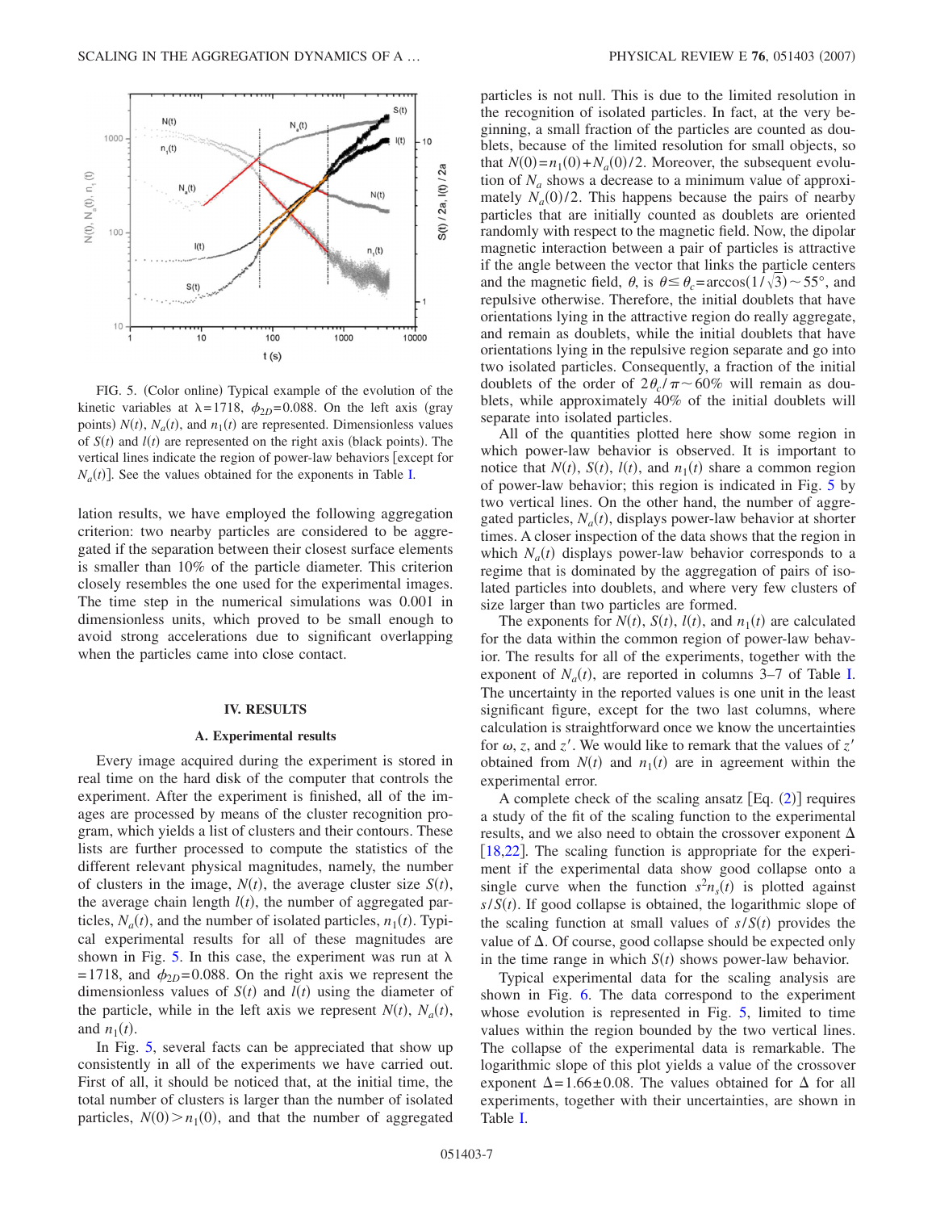FIG. 5. (Color online) Typical example of the evolution of the kinetic variables at $\lambda=1718$, $\phi_{2D}=0.088$. On the left axis (gray points) $N(t)$, $N_a(t)$, and $n_1(t)$ are represented. Dimensionless values of $S(t)$ and $l(t)$ are represented on the right axis (black points). The vertical lines indicate the region of power-law behaviors [except for $N_a(t)$]. See the values obtained for the exponents in Table I.

lation results, we have employed the following aggregation criterion: two nearby particles are considered to be aggregated if the separation between their closest surface elements is smaller than 10% of the particle diameter. This criterion closely resembles the one used for the experimental images. The time step in the numerical simulations was 0.001 in dimensionless units, which proved to be small enough to avoid strong accelerations due to significant overlapping when the particles came into close contact.

## IV. RESULTS

### A. Experimental results

Every image acquired during the experiment is stored in real time on the hard disk of the computer that controls the experiment. After the experiment is finished, all of the images are processed by means of the cluster recognition program, which yields a list of clusters and their contours. These lists are further processed to compute the statistics of the different relevant physical magnitudes, namely, the number of clusters in the image, $N(t)$, the average cluster size $S(t)$, the average chain length $l(t)$, the number of aggregated particles, $N_a(t)$, and the number of isolated particles, $n_1(t)$. Typical experimental results for all of these magnitudes are shown in Fig. 5. In this case, the experiment was run at $\lambda=1718$, and $\phi_{2D}=0.088$. On the right axis we represent the dimensionless values of $S(t)$ and $l(t)$ using the diameter of the particle, while in the left axis we represent $N(t)$, $N_a(t)$, and $n_1(t)$.

In Fig. 5, several facts can be appreciated that show up consistently in all of the experiments we have carried out. First of all, it should be noticed that, at the initial time, the total number of clusters is larger than the number of isolated particles, $N(0)>n_1(0)$, and that the number of aggregated particles is not null. This is due to the limited resolution in the recognition of isolated particles. In fact, at the very beginning, a small fraction of the particles are counted as doublets, because of the limited resolution for small objects, so that $N(0)=n_1(0)+N_a(0)/2$. Moreover, the subsequent evolution of $N_a$ shows a decrease to a minimum value of approximately $N_a(0)/2$. This happens because the pairs of nearby particles that are initially counted as doublets are oriented randomly with respect to the magnetic field. Now, the dipolar magnetic interaction between a pair of particles is attractive if the angle between the vector that links the particle centers and the magnetic field, $\theta$, is $\theta\leq\theta_c=\arccos(1/\sqrt{3})\sim 55°$, and repulsive otherwise. Therefore, the initial doublets that have orientations lying in the attractive region do really aggregate, and remain as doublets, while the initial doublets that have orientations lying in the repulsive region separate and go into two isolated particles. Consequently, a fraction of the initial doublets of the order of $2\theta_c/\pi\sim 60\%$ will remain as doublets, while approximately 40% of the initial doublets will separate into isolated particles.

All of the quantities plotted here show some region in which power-law behavior is observed. It is important to notice that $N(t)$, $S(t)$, $l(t)$, and $n_1(t)$ share a common region of power-law behavior; this region is indicated in Fig. 5 by two vertical lines. On the other hand, the number of aggregated particles, $N_a(t)$, displays power-law behavior at shorter times. A closer inspection of the data shows that the region in which $N_a(t)$ displays power-law behavior corresponds to a regime that is dominated by the aggregation of pairs of isolated particles into doublets, and where very few clusters of size larger than two particles are formed.

The exponents for $N(t)$, $S(t)$, $l(t)$, and $n_1(t)$ are calculated for the data within the common region of power-law behavior. The results for all of the experiments, together with the exponent of $N_a(t)$, are reported in columns 3–7 of Table I. The uncertainty in the reported values is one unit in the least significant figure, except for the two last columns, where calculation is straightforward once we know the uncertainties for $\omega$, $z$, and $z'$. We would like to remark that the values of $z'$ obtained from $N(t)$ and $n_1(t)$ are in agreement within the experimental error.

A complete check of the scaling ansatz [Eq. (2)] requires a study of the fit of the scaling function to the experimental results, and we also need to obtain the crossover exponent $\Delta$ [18,22]. The scaling function is appropriate for the experiment if the experimental data show good collapse onto a single curve when the function $s^2n_s(t)$ is plotted against $s/S(t)$. If good collapse is obtained, the logarithmic slope of the scaling function at small values of $s/S(t)$ provides the value of $\Delta$. Of course, good collapse should be expected only in the time range in which $S(t)$ shows power-law behavior.

Typical experimental data for the scaling analysis are shown in Fig. 6. The data correspond to the experiment whose evolution is represented in Fig. 5, limited to time values within the region bounded by the two vertical lines. The collapse of the experimental data is remarkable. The logarithmic slope of this plot yields a value of the crossover exponent $\Delta=1.66\pm0.08$. The values obtained for $\Delta$ for all experiments, together with their uncertainties, are shown in Table I.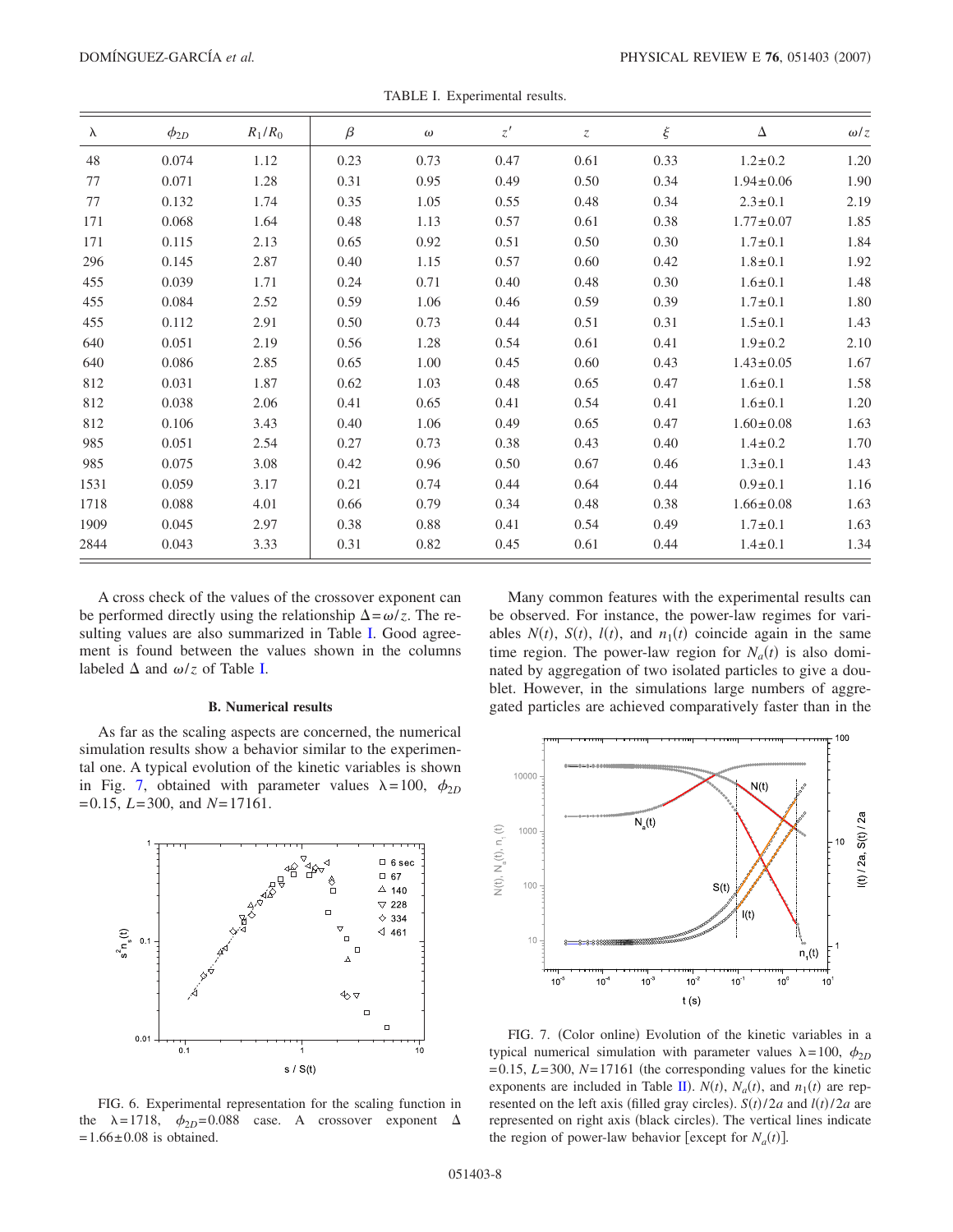TABLE I. Experimental results.

| $\lambda$ | $\phi_{2D}$ | $R_1/R_0$ | $\beta$ | $\omega$ | $z'$ | $z$ | $\xi$ | $\Delta$ | $\omega/z$ |
|---|---|---|---|---|---|---|---|---|---|
| 48 | 0.074 | 1.12 | 0.23 | 0.73 | 0.47 | 0.61 | 0.33 | $1.2\pm0.2$ | 1.20 |
| 77 | 0.071 | 1.28 | 0.31 | 0.95 | 0.49 | 0.50 | 0.34 | $1.94\pm0.06$ | 1.90 |
| 77 | 0.132 | 1.74 | 0.35 | 1.05 | 0.55 | 0.48 | 0.34 | $2.3\pm0.1$ | 2.19 |
| 171 | 0.068 | 1.64 | 0.48 | 1.13 | 0.57 | 0.61 | 0.38 | $1.77\pm0.07$ | 1.85 |
| 171 | 0.115 | 2.13 | 0.65 | 0.92 | 0.51 | 0.50 | 0.30 | $1.7\pm0.1$ | 1.84 |
| 296 | 0.145 | 2.87 | 0.40 | 1.15 | 0.57 | 0.60 | 0.42 | $1.8\pm0.1$ | 1.92 |
| 455 | 0.039 | 1.71 | 0.24 | 0.71 | 0.40 | 0.48 | 0.30 | $1.6\pm0.1$ | 1.48 |
| 455 | 0.084 | 2.52 | 0.59 | 1.06 | 0.46 | 0.59 | 0.39 | $1.7\pm0.1$ | 1.80 |
| 455 | 0.112 | 2.91 | 0.50 | 0.73 | 0.44 | 0.51 | 0.31 | $1.5\pm0.1$ | 1.43 |
| 640 | 0.051 | 2.19 | 0.56 | 1.28 | 0.54 | 0.61 | 0.41 | $1.9\pm0.2$ | 2.10 |
| 640 | 0.086 | 2.85 | 0.65 | 1.00 | 0.45 | 0.60 | 0.43 | $1.43\pm0.05$ | 1.67 |
| 812 | 0.031 | 1.87 | 0.62 | 1.03 | 0.48 | 0.65 | 0.47 | $1.6\pm0.1$ | 1.58 |
| 812 | 0.038 | 2.06 | 0.41 | 0.65 | 0.41 | 0.54 | 0.41 | $1.6\pm0.1$ | 1.20 |
| 812 | 0.106 | 3.43 | 0.40 | 1.06 | 0.49 | 0.65 | 0.47 | $1.60\pm0.08$ | 1.63 |
| 985 | 0.051 | 2.54 | 0.27 | 0.73 | 0.38 | 0.43 | 0.40 | $1.4\pm0.2$ | 1.70 |
| 985 | 0.075 | 3.08 | 0.42 | 0.96 | 0.50 | 0.67 | 0.46 | $1.3\pm0.1$ | 1.43 |
| 1531 | 0.059 | 3.17 | 0.21 | 0.74 | 0.44 | 0.64 | 0.44 | $0.9\pm0.1$ | 1.16 |
| 1718 | 0.088 | 4.01 | 0.66 | 0.79 | 0.34 | 0.48 | 0.38 | $1.66\pm0.08$ | 1.63 |
| 1909 | 0.045 | 2.97 | 0.38 | 0.88 | 0.41 | 0.54 | 0.49 | $1.7\pm0.1$ | 1.63 |
| 2844 | 0.043 | 3.33 | 0.31 | 0.82 | 0.45 | 0.61 | 0.44 | $1.4\pm0.1$ | 1.34 |

A cross check of the values of the crossover exponent can be performed directly using the relationship $\Delta=\omega/z$. The resulting values are also summarized in Table I. Good agreement is found between the values shown in the columns labeled $\Delta$ and $\omega/z$ of Table I.

### B. Numerical results

As far as the scaling aspects are concerned, the numerical simulation results show a behavior similar to the experimental one. A typical evolution of the kinetic variables is shown in Fig. 7, obtained with parameter values $\lambda=100$, $\phi_{2D}=0.15$, $L=300$, and $N=17161$.

FIG. 6. Experimental representation for the scaling function in the $\lambda=1718$, $\phi_{2D}=0.088$ case. A crossover exponent $\Delta=1.66\pm0.08$ is obtained.

Many common features with the experimental results can be observed. For instance, the power-law regimes for variables $N(t)$, $S(t)$, $l(t)$, and $n_1(t)$ coincide again in the same time region. The power-law region for $N_a(t)$ is also dominated by aggregation of two isolated particles to give a doublet. However, in the simulations large numbers of aggregated particles are achieved comparatively faster than in the

FIG. 7. (Color online) Evolution of the kinetic variables in a typical numerical simulation with parameter values $\lambda=100$, $\phi_{2D}=0.15$, $L=300$, $N=17161$ (the corresponding values for the kinetic exponents are included in Table II). $N(t)$, $N_a(t)$, and $n_1(t)$ are represented on the left axis (filled gray circles). $S(t)/2a$ and $l(t)/2a$ are represented on right axis (black circles). The vertical lines indicate the region of power-law behavior [except for $N_a(t)$].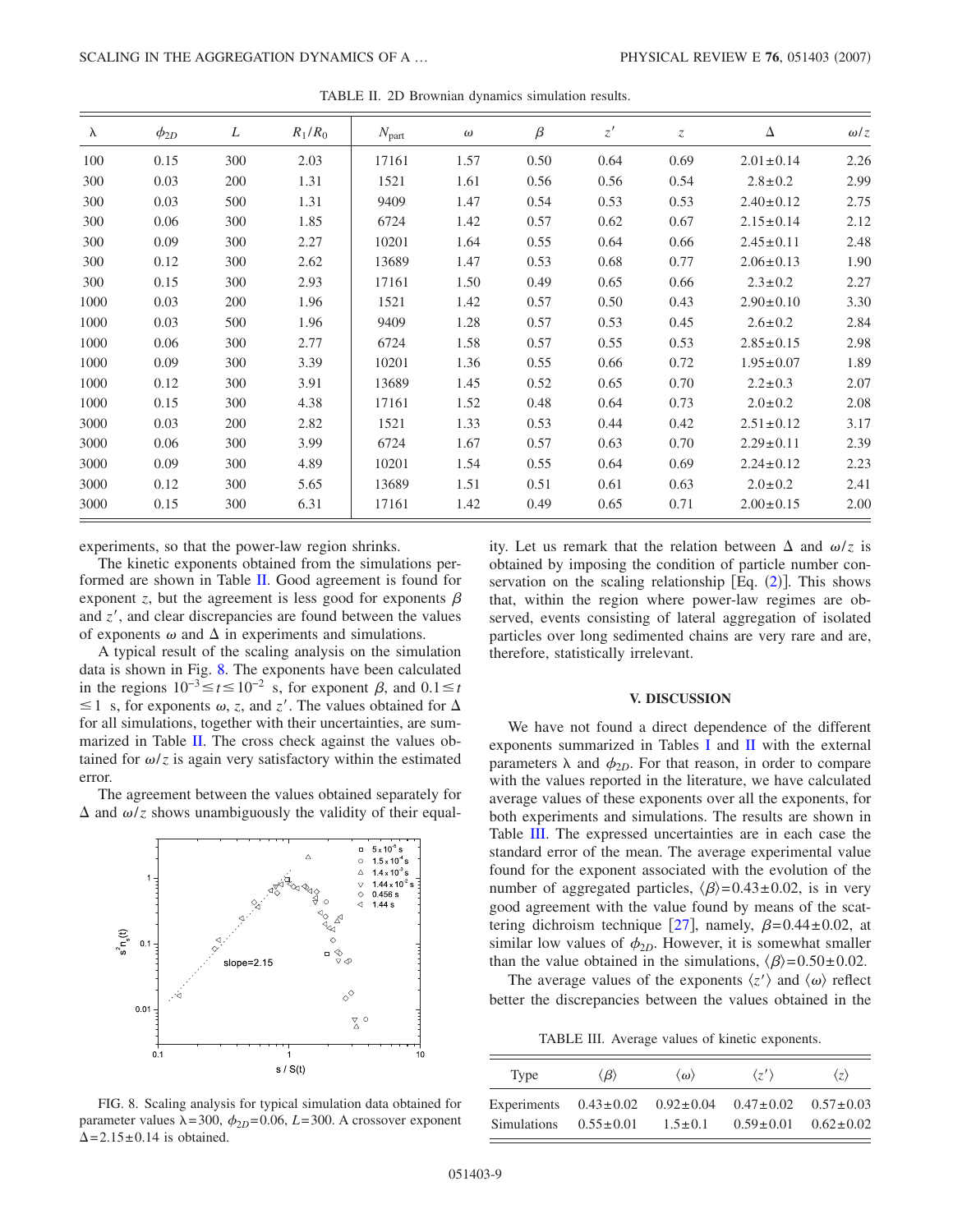TABLE II. 2D Brownian dynamics simulation results.

| $\lambda$ | $\phi_{2D}$ | $L$ | $R_1/R_0$ | $N_{\text{part}}$ | $\omega$ | $\beta$ | $z'$ | $z$ | $\Delta$ | $\omega/z$ |
|---|---|---|---|---|---|---|---|---|---|---|
| 100 | 0.15 | 300 | 2.03 | 17161 | 1.57 | 0.50 | 0.64 | 0.69 | $2.01\pm0.14$ | 2.26 |
| 300 | 0.03 | 200 | 1.31 | 1521 | 1.61 | 0.56 | 0.56 | 0.54 | $2.8\pm0.2$ | 2.99 |
| 300 | 0.03 | 500 | 1.31 | 9409 | 1.47 | 0.54 | 0.53 | 0.53 | $2.40\pm0.12$ | 2.75 |
| 300 | 0.06 | 300 | 1.85 | 6724 | 1.42 | 0.57 | 0.62 | 0.67 | $2.15\pm0.14$ | 2.12 |
| 300 | 0.09 | 300 | 2.27 | 10201 | 1.64 | 0.55 | 0.64 | 0.66 | $2.45\pm0.11$ | 2.48 |
| 300 | 0.12 | 300 | 2.62 | 13689 | 1.47 | 0.53 | 0.68 | 0.77 | $2.06\pm0.13$ | 1.90 |
| 300 | 0.15 | 300 | 2.93 | 17161 | 1.50 | 0.49 | 0.65 | 0.66 | $2.3\pm0.2$ | 2.27 |
| 1000 | 0.03 | 200 | 1.96 | 1521 | 1.42 | 0.57 | 0.50 | 0.43 | $2.90\pm0.10$ | 3.30 |
| 1000 | 0.03 | 500 | 1.96 | 9409 | 1.28 | 0.57 | 0.53 | 0.45 | $2.6\pm0.2$ | 2.84 |
| 1000 | 0.06 | 300 | 2.77 | 6724 | 1.58 | 0.57 | 0.55 | 0.53 | $2.85\pm0.15$ | 2.98 |
| 1000 | 0.09 | 300 | 3.39 | 10201 | 1.36 | 0.55 | 0.66 | 0.72 | $1.95\pm0.07$ | 1.89 |
| 1000 | 0.12 | 300 | 3.91 | 13689 | 1.45 | 0.52 | 0.65 | 0.70 | $2.2\pm0.3$ | 2.07 |
| 1000 | 0.15 | 300 | 4.38 | 17161 | 1.52 | 0.48 | 0.64 | 0.73 | $2.0\pm0.2$ | 2.08 |
| 3000 | 0.03 | 200 | 2.82 | 1521 | 1.33 | 0.53 | 0.44 | 0.42 | $2.51\pm0.12$ | 3.17 |
| 3000 | 0.06 | 300 | 3.99 | 6724 | 1.67 | 0.57 | 0.63 | 0.70 | $2.29\pm0.11$ | 2.39 |
| 3000 | 0.09 | 300 | 4.89 | 10201 | 1.54 | 0.55 | 0.64 | 0.69 | $2.24\pm0.12$ | 2.23 |
| 3000 | 0.12 | 300 | 5.65 | 13689 | 1.51 | 0.51 | 0.61 | 0.63 | $2.0\pm0.2$ | 2.41 |
| 3000 | 0.15 | 300 | 6.31 | 17161 | 1.42 | 0.49 | 0.65 | 0.71 | $2.00\pm0.15$ | 2.00 |

experiments, so that the power-law region shrinks.

The kinetic exponents obtained from the simulations performed are shown in Table II. Good agreement is found for exponent $z$, but the agreement is less good for exponents $\beta$ and $z'$, and clear discrepancies are found between the values of exponents $\omega$ and $\Delta$ in experiments and simulations.

A typical result of the scaling analysis on the simulation data is shown in Fig. 8. The exponents have been calculated in the regions $10^{-3} \le t \le 10^{-2}$ s, for exponent $\beta$, and $0.1 \le t \le 1$ s, for exponents $\omega$, $z$, and $z'$. The values obtained for $\Delta$ for all simulations, together with their uncertainties, are summarized in Table II. The cross check against the values obtained for $\omega/z$ is again very satisfactory within the estimated error.

The agreement between the values obtained separately for $\Delta$ and $\omega/z$ shows unambiguously the validity of their equality. Let us remark that the relation between $\Delta$ and $\omega/z$ is obtained by imposing the condition of particle number conservation on the scaling relationship [Eq. (2)]. This shows that, within the region where power-law regimes are observed, events consisting of lateral aggregation of isolated particles over long sedimented chains are very rare and are, therefore, statistically irrelevant.

FIG. 8. Scaling analysis for typical simulation data obtained for parameter values $\lambda=300$, $\phi_{2D}=0.06$, $L=300$. A crossover exponent $\Delta=2.15\pm0.14$ is obtained.

## V. DISCUSSION

We have not found a direct dependence of the different exponents summarized in Tables I and II with the external parameters $\lambda$ and $\phi_{2D}$. For that reason, in order to compare with the values reported in the literature, we have calculated average values of these exponents over all the exponents, for both experiments and simulations. The results are shown in Table III. The expressed uncertainties are in each case the standard error of the mean. The average experimental value found for the exponent associated with the evolution of the number of aggregated particles, $\langle\beta\rangle=0.43\pm0.02$, is in very good agreement with the value found by means of the scattering dichroism technique [27], namely, $\beta=0.44\pm0.02$, at similar low values of $\phi_{2D}$. However, it is somewhat smaller than the value obtained in the simulations, $\langle\beta\rangle=0.50\pm0.02$.

The average values of the exponents $\langle z'\rangle$ and $\langle\omega\rangle$ reflect better the discrepancies between the values obtained in the

TABLE III. Average values of kinetic exponents.

| Type | $\langle\beta\rangle$ | $\langle\omega\rangle$ | $\langle z'\rangle$ | $\langle z\rangle$ |
|---|---|---|---|---|
| Experiments | $0.43\pm0.02$ | $0.92\pm0.04$ | $0.47\pm0.02$ | $0.57\pm0.03$ |
| Simulations | $0.55\pm0.01$ | $1.5\pm0.1$ | $0.59\pm0.01$ | $0.62\pm0.02$ |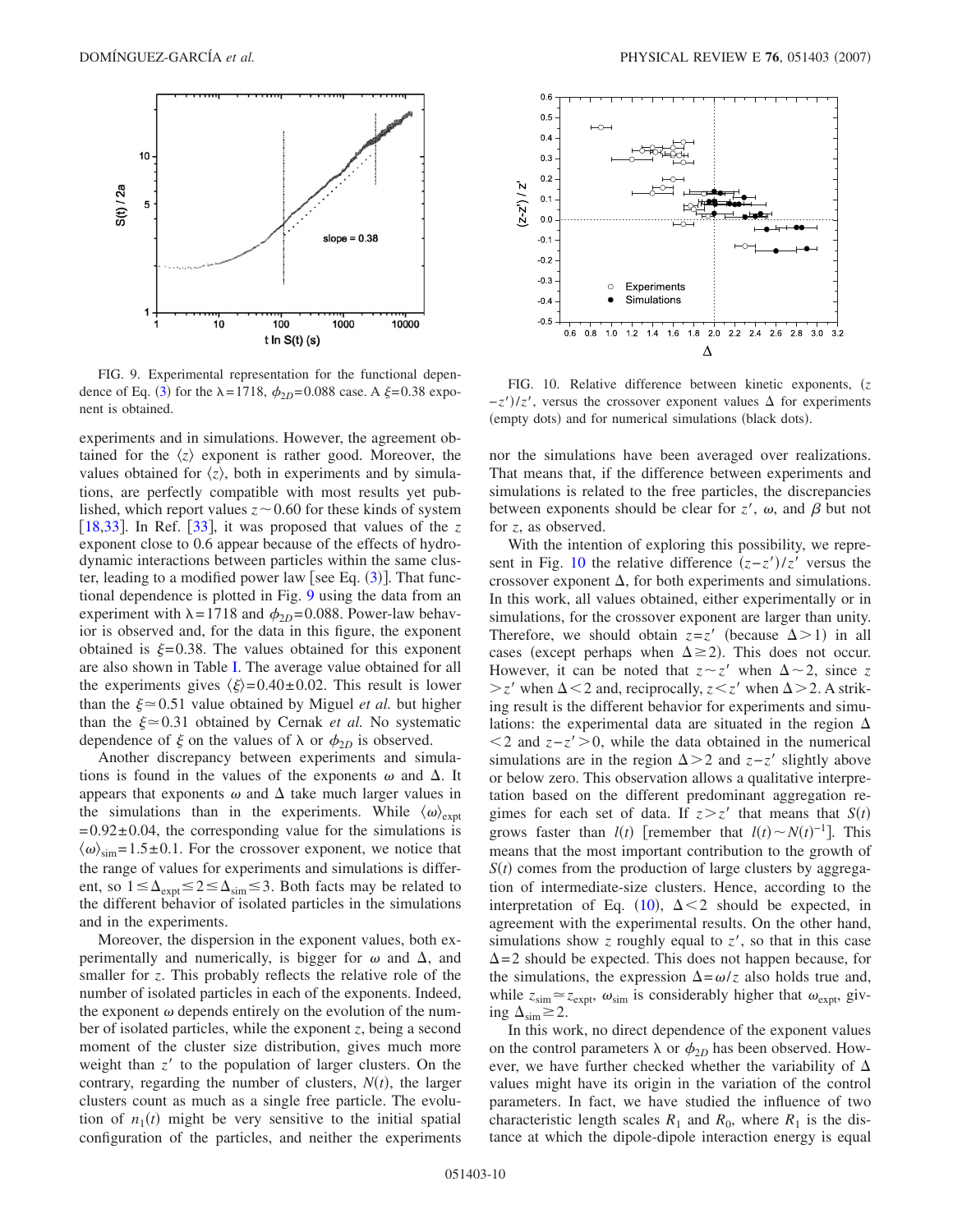FIG. 9. Experimental representation for the functional dependence of Eq. (3) for the $\lambda=1718$, $\phi_{2D}=0.088$ case. A $\xi=0.38$ exponent is obtained.

FIG. 10. Relative difference between kinetic exponents, $(z-z')/z'$, versus the crossover exponent values $\Delta$ for experiments (empty dots) and for numerical simulations (black dots).

experiments and in simulations. However, the agreement obtained for the $\langle z \rangle$ exponent is rather good. Moreover, the values obtained for $\langle z \rangle$, both in experiments and by simulations, are perfectly compatible with most results yet published, which report values $z \sim 0.60$ for these kinds of system [18,33]. In Ref. [33], it was proposed that values of the $z$ exponent close to 0.6 appear because of the effects of hydrodynamic interactions between particles within the same cluster, leading to a modified power law [see Eq. (3)]. That functional dependence is plotted in Fig. 9 using the data from an experiment with $\lambda=1718$ and $\phi_{2D}=0.088$. Power-law behavior is observed and, for the data in this figure, the exponent obtained is $\xi=0.38$. The values obtained for this exponent are also shown in Table I. The average value obtained for all the experiments gives $\langle \xi \rangle = 0.40 \pm 0.02$. This result is lower than the $\xi \simeq 0.51$ value obtained by Miguel *et al.* but higher than the $\xi \simeq 0.31$ obtained by Cernak *et al.* No systematic dependence of $\xi$ on the values of $\lambda$ or $\phi_{2D}$ is observed.

Another discrepancy between experiments and simulations is found in the values of the exponents $\omega$ and $\Delta$. It appears that exponents $\omega$ and $\Delta$ take much larger values in the simulations than in the experiments. While $\langle \omega \rangle_{\text{expt}} = 0.92 \pm 0.04$, the corresponding value for the simulations is $\langle \omega \rangle_{\text{sim}} = 1.5 \pm 0.1$. For the crossover exponent, we notice that the range of values for experiments and simulations is different, so $1 \leq \Delta_{\text{expt}} \leq 2 \leq \Delta_{\text{sim}} \leq 3$. Both facts may be related to the different behavior of isolated particles in the simulations and in the experiments.

Moreover, the dispersion in the exponent values, both experimentally and numerically, is bigger for $\omega$ and $\Delta$, and smaller for $z$. This probably reflects the relative role of the number of isolated particles in each of the exponents. Indeed, the exponent $\omega$ depends entirely on the evolution of the number of isolated particles, while the exponent $z$, being a second moment of the cluster size distribution, gives much more weight than $z'$ to the population of larger clusters. On the contrary, regarding the number of clusters, $N(t)$, the larger clusters count as much as a single free particle. The evolution of $n_1(t)$ might be very sensitive to the initial spatial configuration of the particles, and neither the experiments nor the simulations have been averaged over realizations. That means that, if the difference between experiments and simulations is related to the free particles, the discrepancies between exponents should be clear for $z'$, $\omega$, and $\beta$ but not for $z$, as observed.

With the intention of exploring this possibility, we represent in Fig. 10 the relative difference $(z-z')/z'$ versus the crossover exponent $\Delta$, for both experiments and simulations. In this work, all values obtained, either experimentally or in simulations, for the crossover exponent are larger than unity. Therefore, we should obtain $z=z'$ (because $\Delta > 1$) in all cases (except perhaps when $\Delta \gtrsim 2$). This does not occur. However, it can be noted that $z \sim z'$ when $\Delta \sim 2$, since $z > z'$ when $\Delta < 2$ and, reciprocally, $z < z'$ when $\Delta > 2$. A striking result is the different behavior for experiments and simulations: the experimental data are situated in the region $\Delta < 2$ and $z-z' > 0$, while the data obtained in the numerical simulations are in the region $\Delta > 2$ and $z-z'$ slightly above or below zero. This observation allows a qualitative interpretation based on the different predominant aggregation regimes for each set of data. If $z > z'$ that means that $S(t)$ grows faster than $l(t)$ [remember that $l(t) \sim N(t)^{-1}$]. This means that the most important contribution to the growth of $S(t)$ comes from the production of large clusters by aggregation of intermediate-size clusters. Hence, according to the interpretation of Eq. (10), $\Delta < 2$ should be expected, in agreement with the experimental results. On the other hand, simulations show $z$ roughly equal to $z'$, so that in this case $\Delta = 2$ should be expected. This does not happen because, for the simulations, the expression $\Delta = \omega / z$ also holds true and, while $z_{\text{sim}} \simeq z_{\text{expt}}$, $\omega_{\text{sim}}$ is considerably higher that $\omega_{\text{expt}}$, giving $\Delta_{\text{sim}} \gtrsim 2$.

In this work, no direct dependence of the exponent values on the control parameters $\lambda$ or $\phi_{2D}$ has been observed. However, we have further checked whether the variability of $\Delta$ values might have its origin in the variation of the control parameters. In fact, we have studied the influence of two characteristic length scales $R_1$ and $R_0$, where $R_1$ is the distance at which the dipole-dipole interaction energy is equal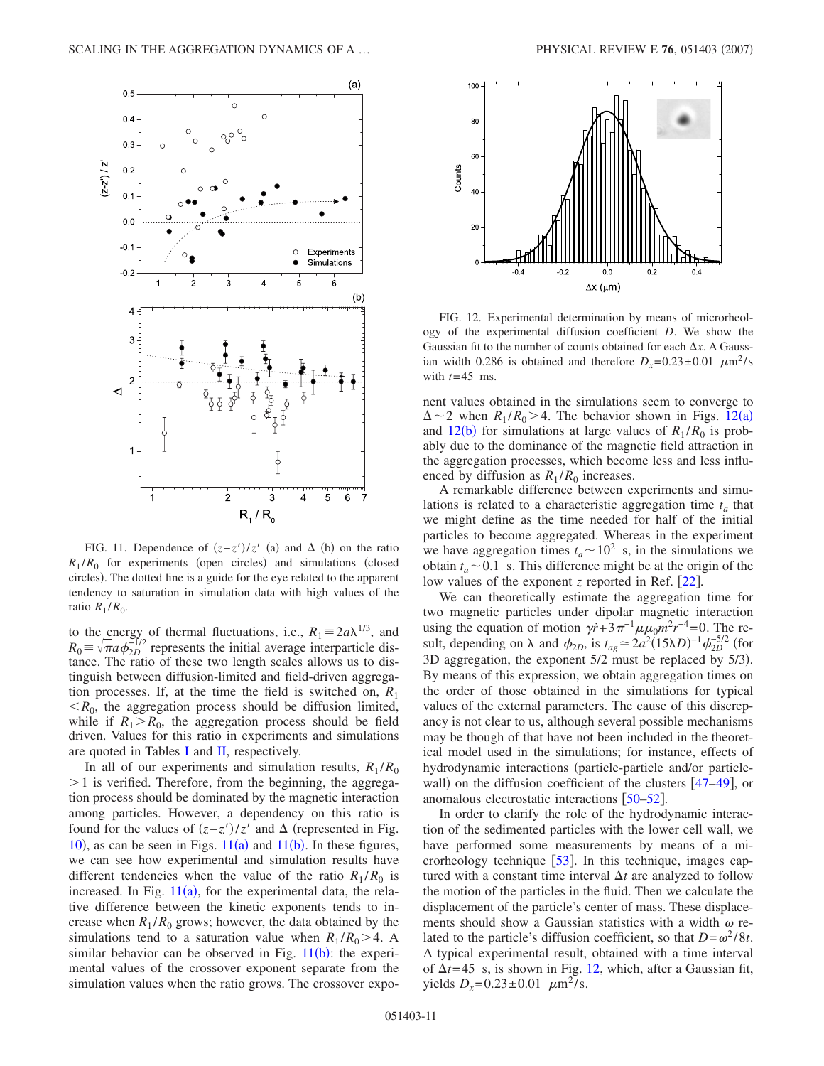FIG. 11. Dependence of $(z-z')/z'$ (a) and $\Delta$ (b) on the ratio $R_1/R_0$ for experiments (open circles) and simulations (closed circles). The dotted line is a guide for the eye related to the apparent tendency to saturation in simulation data with high values of the ratio $R_1/R_0$.

to the energy of thermal fluctuations, i.e., $R_1 \equiv 2a\lambda^{1/3}$, and $R_0 \equiv \sqrt{\pi} a \phi_{2D}^{-1/2}$ represents the initial average interparticle distance. The ratio of these two length scales allows us to distinguish between diffusion-limited and field-driven aggregation processes. If, at the time the field is switched on, $R_1 < R_0$, the aggregation process should be diffusion limited, while if $R_1 > R_0$, the aggregation process should be field driven. Values for this ratio in experiments and simulations are quoted in Tables I and II, respectively.

In all of our experiments and simulation results, $R_1/R_0 > 1$ is verified. Therefore, from the beginning, the aggregation process should be dominated by the magnetic interaction among particles. However, a dependency on this ratio is found for the values of $(z-z')/z'$ and $\Delta$ (represented in Fig. 10), as can be seen in Figs. 11(a) and 11(b). In these figures, we can see how experimental and simulation results have different tendencies when the value of the ratio $R_1/R_0$ is increased. In Fig. 11(a), for the experimental data, the relative difference between the kinetic exponents tends to increase when $R_1/R_0$ grows; however, the data obtained by the simulations tend to a saturation value when $R_1/R_0 > 4$. A similar behavior can be observed in Fig. 11(b): the experimental values of the crossover exponent separate from the simulation values when the ratio grows. The crossover exponent values obtained in the simulations seem to converge to $\Delta \sim 2$ when $R_1/R_0 > 4$. The behavior shown in Figs. 12(a) and 12(b) for simulations at large values of $R_1/R_0$ is probably due to the dominance of the magnetic field attraction in the aggregation processes, which become less and less influenced by diffusion as $R_1/R_0$ increases.

A remarkable difference between experiments and simulations is related to a characteristic aggregation time $t_a$ that we might define as the time needed for half of the initial particles to become aggregated. Whereas in the experiment we have aggregation times $t_a \sim 10^2$ s, in the simulations we obtain $t_a \sim 0.1$ s. This difference might be at the origin of the low values of the exponent $z$ reported in Ref. [22].

We can theoretically estimate the aggregation time for two magnetic particles under dipolar magnetic interaction using the equation of motion $\gamma\dot{r} + 3\pi^{-1}\mu\mu_0 m^2 r^{-4} = 0$. The result, depending on $\lambda$ and $\phi_{2D}$, is $t_{ag} \simeq 2a^2(15\lambda D)^{-1}\phi_{2D}^{-5/2}$ (for 3D aggregation, the exponent 5/2 must be replaced by 5/3). By means of this expression, we obtain aggregation times on the order of those obtained in the simulations for typical values of the external parameters. The cause of this discrepancy is not clear to us, although several possible mechanisms may be though of that have not been included in the theoretical model used in the simulations; for instance, effects of hydrodynamic interactions (particle-particle and/or particle-wall) on the diffusion coefficient of the clusters [47–49], or anomalous electrostatic interactions [50–52].

In order to clarify the role of the hydrodynamic interaction of the sedimented particles with the lower cell wall, we have performed some measurements by means of a microrheology technique [53]. In this technique, images captured with a constant time interval $\Delta t$ are analyzed to follow the motion of the particles in the fluid. Then we calculate the displacement of the particle's center of mass. These displacements should show a Gaussian statistics with a width $\omega$ related to the particle's diffusion coefficient, so that $D = \omega^2/8t$. A typical experimental result, obtained with a time interval of $\Delta t = 45$ s, is shown in Fig. 12, which, after a Gaussian fit, yields $D_x = 0.23 \pm 0.01$ $\mu\text{m}^2/\text{s}$.

FIG. 12. Experimental determination by means of microrheology of the experimental diffusion coefficient $D$. We show the Gaussian fit to the number of counts obtained for each $\Delta x$. A Gaussian width 0.286 is obtained and therefore $D_x = 0.23 \pm 0.01$ $\mu\text{m}^2/\text{s}$ with $t = 45$ ms.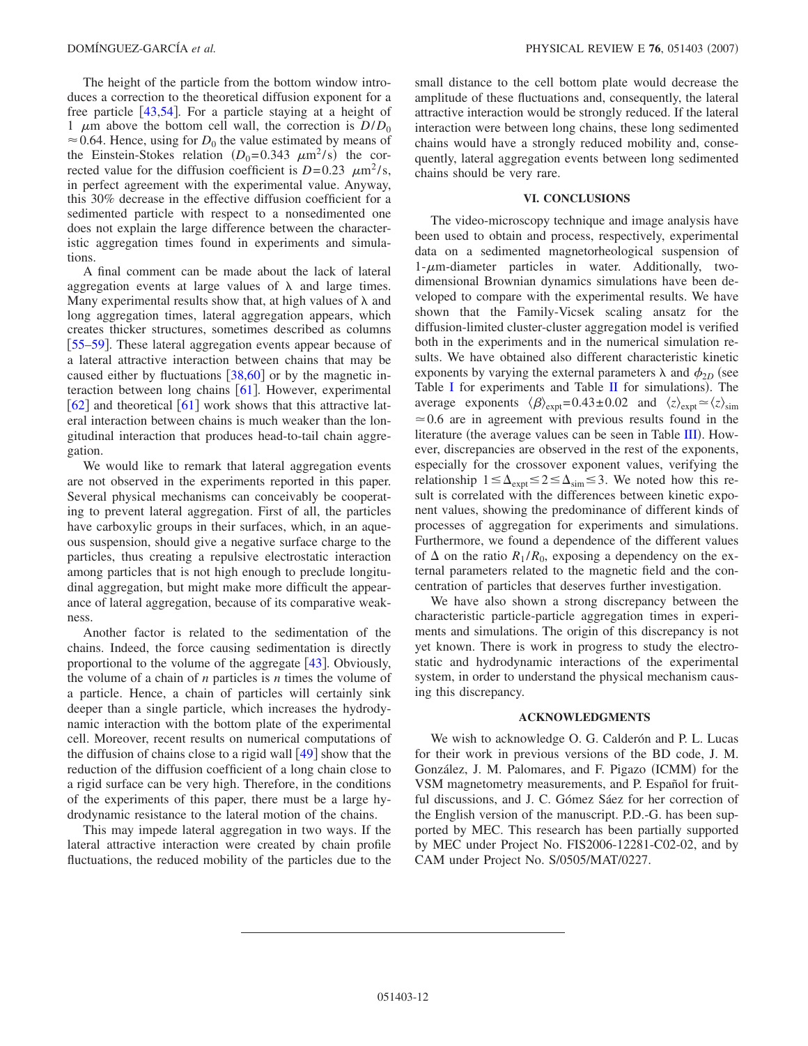The height of the particle from the bottom window introduces a correction to the theoretical diffusion exponent for a free particle [43,54]. For a particle staying at a height of 1 $\mu$m above the bottom cell wall, the correction is $D/D_0 \approx 0.64$. Hence, using for $D_0$ the value estimated by means of the Einstein-Stokes relation ($D_0 = 0.343$ $\mu$m$^2$/s) the corrected value for the diffusion coefficient is $D = 0.23$ $\mu$m$^2$/s, in perfect agreement with the experimental value. Anyway, this 30% decrease in the effective diffusion coefficient for a sedimented particle with respect to a nonsedimented one does not explain the large difference between the characteristic aggregation times found in experiments and simulations.

A final comment can be made about the lack of lateral aggregation events at large values of $\lambda$ and large times. Many experimental results show that, at high values of $\lambda$ and long aggregation times, lateral aggregation appears, which creates thicker structures, sometimes described as columns [55–59]. These lateral aggregation events appear because of a lateral attractive interaction between chains that may be caused either by fluctuations [38,60] or by the magnetic interaction between long chains [61]. However, experimental [62] and theoretical [61] work shows that this attractive lateral interaction between chains is much weaker than the longitudinal interaction that produces head-to-tail chain aggregation.

We would like to remark that lateral aggregation events are not observed in the experiments reported in this paper. Several physical mechanisms can conceivably be cooperating to prevent lateral aggregation. First of all, the particles have carboxylic groups in their surfaces, which, in an aqueous suspension, should give a negative surface charge to the particles, thus creating a repulsive electrostatic interaction among particles that is not high enough to preclude longitudinal aggregation, but might make more difficult the appearance of lateral aggregation, because of its comparative weakness.

Another factor is related to the sedimentation of the chains. Indeed, the force causing sedimentation is directly proportional to the volume of the aggregate [43]. Obviously, the volume of a chain of $n$ particles is $n$ times the volume of a particle. Hence, a chain of particles will certainly sink deeper than a single particle, which increases the hydrodynamic interaction with the bottom plate of the experimental cell. Moreover, recent results on numerical computations of the diffusion of chains close to a rigid wall [49] show that the reduction of the diffusion coefficient of a long chain close to a rigid surface can be very high. Therefore, in the conditions of the experiments of this paper, there must be a large hydrodynamic resistance to the lateral motion of the chains.

This may impede lateral aggregation in two ways. If the lateral attractive interaction were created by chain profile fluctuations, the reduced mobility of the particles due to the small distance to the cell bottom plate would decrease the amplitude of these fluctuations and, consequently, the lateral attractive interaction would be strongly reduced. If the lateral interaction were between long chains, these long sedimented chains would have a strongly reduced mobility and, consequently, lateral aggregation events between long sedimented chains should be very rare.

## VI. CONCLUSIONS

The video-microscopy technique and image analysis have been used to obtain and process, respectively, experimental data on a sedimented magnetorheological suspension of 1-$\mu$m-diameter particles in water. Additionally, two-dimensional Brownian dynamics simulations have been developed to compare with the experimental results. We have shown that the Family-Vicsek scaling ansatz for the diffusion-limited cluster-cluster aggregation model is verified both in the experiments and in the numerical simulation results. We have obtained also different characteristic kinetic exponents by varying the external parameters $\lambda$ and $\phi_{2D}$ (see Table I for experiments and Table II for simulations). The average exponents $\langle\beta\rangle_{\text{expt}} = 0.43 \pm 0.02$ and $\langle z\rangle_{\text{expt}} \simeq \langle z\rangle_{\text{sim}} \simeq 0.6$ are in agreement with previous results found in the literature (the average values can be seen in Table III). However, discrepancies are observed in the rest of the exponents, especially for the crossover exponent values, verifying the relationship $1 \leq \Delta_{\text{expt}} \lesssim 2 \lesssim \Delta_{\text{sim}} \lesssim 3$. We noted how this result is correlated with the differences between kinetic exponent values, showing the predominance of different kinds of processes of aggregation for experiments and simulations. Furthermore, we found a dependence of the different values of $\Delta$ on the ratio $R_1/R_0$, exposing a dependency on the external parameters related to the magnetic field and the concentration of particles that deserves further investigation.

We have also shown a strong discrepancy between the characteristic particle-particle aggregation times in experiments and simulations. The origin of this discrepancy is not yet known. There is work in progress to study the electrostatic and hydrodynamic interactions of the experimental system, in order to understand the physical mechanism causing this discrepancy.

## ACKNOWLEDGMENTS

We wish to acknowledge O. G. Calderón and P. L. Lucas for their work in previous versions of the BD code, J. M. González, J. M. Palomares, and F. Pigazo (ICMM) for the VSM magnetometry measurements, and P. Español for fruitful discussions, and J. C. Gómez Sáez for her correction of the English version of the manuscript. P.D.-G. has been supported by MEC. This research has been partially supported by MEC under Project No. FIS2006-12281-C02-02, and by CAM under Project No. S/0505/MAT/0227.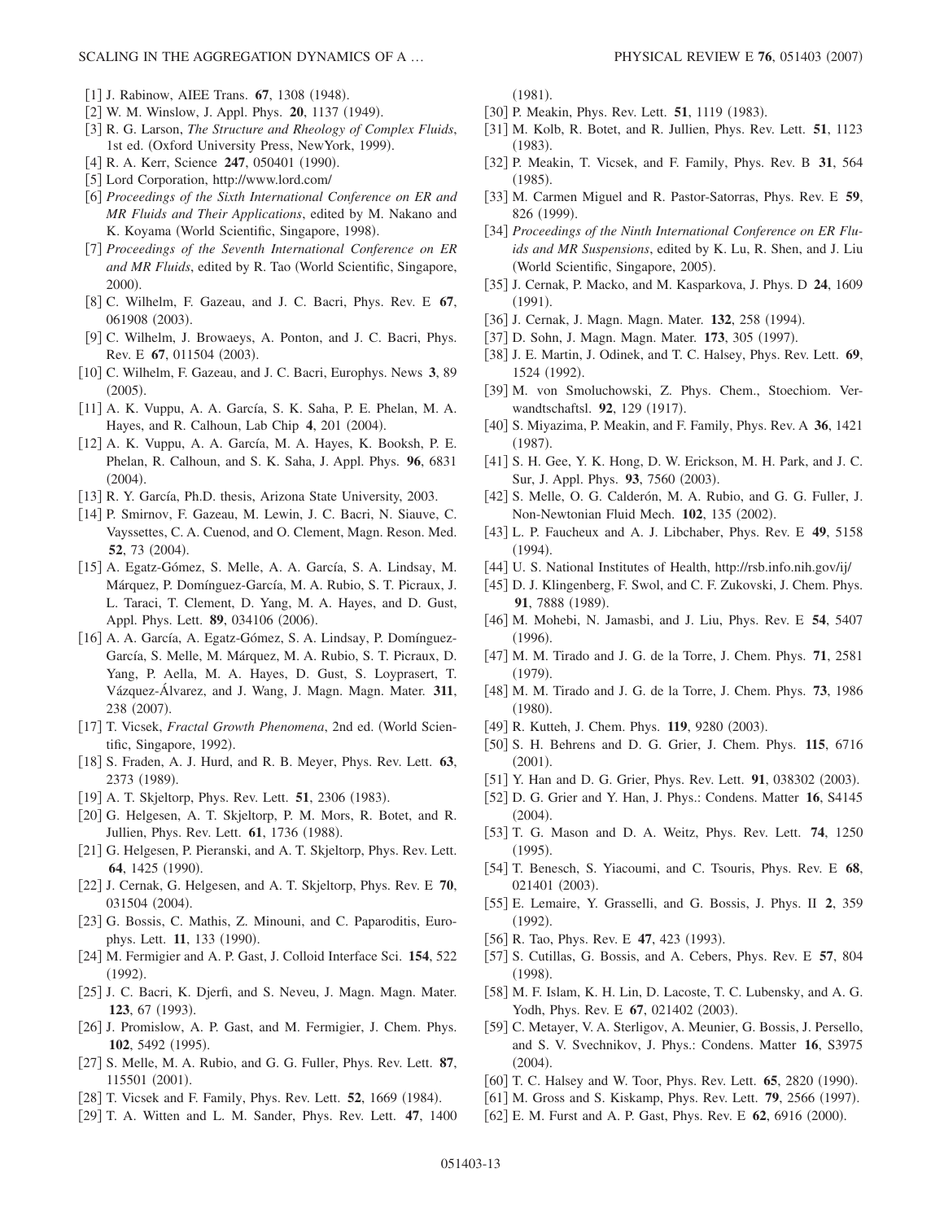[1] J. Rabinow, AIEE Trans. **67**, 1308 (1948).

[2] W. M. Winslow, J. Appl. Phys. **20**, 1137 (1949).

[3] R. G. Larson, *The Structure and Rheology of Complex Fluids*, 1st ed. (Oxford University Press, NewYork, 1999).

[4] R. A. Kerr, Science **247**, 050401 (1990).

[5] Lord Corporation, http://www.lord.com/

[6] *Proceedings of the Sixth International Conference on ER and MR Fluids and Their Applications*, edited by M. Nakano and K. Koyama (World Scientific, Singapore, 1998).

[7] *Proceedings of the Seventh International Conference on ER and MR Fluids*, edited by R. Tao (World Scientific, Singapore, 2000).

[8] C. Wilhelm, F. Gazeau, and J. C. Bacri, Phys. Rev. E **67**, 061908 (2003).

[9] C. Wilhelm, J. Browaeys, A. Ponton, and J. C. Bacri, Phys. Rev. E **67**, 011504 (2003).

[10] C. Wilhelm, F. Gazeau, and J. C. Bacri, Europhys. News **3**, 89 (2005).

[11] A. K. Vuppu, A. A. García, S. K. Saha, P. E. Phelan, M. A. Hayes, and R. Calhoun, Lab Chip **4**, 201 (2004).

[12] A. K. Vuppu, A. A. García, M. A. Hayes, K. Booksh, P. E. Phelan, R. Calhoun, and S. K. Saha, J. Appl. Phys. **96**, 6831 (2004).

[13] R. Y. García, Ph.D. thesis, Arizona State University, 2003.

[14] P. Smirnov, F. Gazeau, M. Lewin, J. C. Bacri, N. Siauve, C. Vayssettes, C. A. Cuenod, and O. Clement, Magn. Reson. Med. **52**, 73 (2004).

[15] A. Egatz-Gómez, S. Melle, A. A. García, S. A. Lindsay, M. Márquez, P. Domínguez-García, M. A. Rubio, S. T. Picraux, J. L. Taraci, T. Clement, D. Yang, M. A. Hayes, and D. Gust, Appl. Phys. Lett. **89**, 034106 (2006).

[16] A. A. García, A. Egatz-Gómez, S. A. Lindsay, P. Domínguez-García, S. Melle, M. Márquez, M. A. Rubio, S. T. Picraux, D. Yang, P. Aella, M. A. Hayes, D. Gust, S. Loyprasert, T. Vázquez-Álvarez, and J. Wang, J. Magn. Magn. Mater. **311**, 238 (2007).

[17] T. Vicsek, *Fractal Growth Phenomena*, 2nd ed. (World Scientific, Singapore, 1992).

[18] S. Fraden, A. J. Hurd, and R. B. Meyer, Phys. Rev. Lett. **63**, 2373 (1989).

[19] A. T. Skjeltorp, Phys. Rev. Lett. **51**, 2306 (1983).

[20] G. Helgesen, A. T. Skjeltorp, P. M. Mors, R. Botet, and R. Jullien, Phys. Rev. Lett. **61**, 1736 (1988).

[21] G. Helgesen, P. Pieranski, and A. T. Skjeltorp, Phys. Rev. Lett. **64**, 1425 (1990).

[22] J. Cernak, G. Helgesen, and A. T. Skjeltorp, Phys. Rev. E **70**, 031504 (2004).

[23] G. Bossis, C. Mathis, Z. Minouni, and C. Paparoditis, Europhys. Lett. **11**, 133 (1990).

[24] M. Fermigier and A. P. Gast, J. Colloid Interface Sci. **154**, 522 (1992).

[25] J. C. Bacri, K. Djerfi, and S. Neveu, J. Magn. Magn. Mater. **123**, 67 (1993).

[26] J. Promislow, A. P. Gast, and M. Fermigier, J. Chem. Phys. **102**, 5492 (1995).

[27] S. Melle, M. A. Rubio, and G. G. Fuller, Phys. Rev. Lett. **87**, 115501 (2001).

[28] T. Vicsek and F. Family, Phys. Rev. Lett. **52**, 1669 (1984).

[29] T. A. Witten and L. M. Sander, Phys. Rev. Lett. **47**, 1400 (1981).

[30] P. Meakin, Phys. Rev. Lett. **51**, 1119 (1983).

[31] M. Kolb, R. Botet, and R. Jullien, Phys. Rev. Lett. **51**, 1123 (1983).

[32] P. Meakin, T. Vicsek, and F. Family, Phys. Rev. B **31**, 564 (1985).

[33] M. Carmen Miguel and R. Pastor-Satorras, Phys. Rev. E **59**, 826 (1999).

[34] *Proceedings of the Ninth International Conference on ER Fluids and MR Suspensions*, edited by K. Lu, R. Shen, and J. Liu (World Scientific, Singapore, 2005).

[35] J. Cernak, P. Macko, and M. Kasparkova, J. Phys. D **24**, 1609 (1991).

[36] J. Cernak, J. Magn. Magn. Mater. **132**, 258 (1994).

[37] D. Sohn, J. Magn. Magn. Mater. **173**, 305 (1997).

[38] J. E. Martin, J. Odinek, and T. C. Halsey, Phys. Rev. Lett. **69**, 1524 (1992).

[39] M. von Smoluchowski, Z. Phys. Chem., Stoechiom. Verwandtschaftsl. **92**, 129 (1917).

[40] S. Miyazima, P. Meakin, and F. Family, Phys. Rev. A **36**, 1421 (1987).

[41] S. H. Gee, Y. K. Hong, D. W. Erickson, M. H. Park, and J. C. Sur, J. Appl. Phys. **93**, 7560 (2003).

[42] S. Melle, O. G. Calderón, M. A. Rubio, and G. G. Fuller, J. Non-Newtonian Fluid Mech. **102**, 135 (2002).

[43] L. P. Faucheux and A. J. Libchaber, Phys. Rev. E **49**, 5158 (1994).

[44] U. S. National Institutes of Health, http://rsb.info.nih.gov/ij/

[45] D. J. Klingenberg, F. Swol, and C. F. Zukovski, J. Chem. Phys. **91**, 7888 (1989).

[46] M. Mohebi, N. Jamasbi, and J. Liu, Phys. Rev. E **54**, 5407 (1996).

[47] M. M. Tirado and J. G. de la Torre, J. Chem. Phys. **71**, 2581 (1979).

[48] M. M. Tirado and J. G. de la Torre, J. Chem. Phys. **73**, 1986 (1980).

[49] R. Kutteh, J. Chem. Phys. **119**, 9280 (2003).

[50] S. H. Behrens and D. G. Grier, J. Chem. Phys. **115**, 6716 (2001).

[51] Y. Han and D. G. Grier, Phys. Rev. Lett. **91**, 038302 (2003).

[52] D. G. Grier and Y. Han, J. Phys.: Condens. Matter **16**, S4145 (2004).

[53] T. G. Mason and D. A. Weitz, Phys. Rev. Lett. **74**, 1250 (1995).

[54] T. Benesch, S. Yiacoumi, and C. Tsouris, Phys. Rev. E **68**, 021401 (2003).

[55] E. Lemaire, Y. Grasselli, and G. Bossis, J. Phys. II **2**, 359 (1992).

[56] R. Tao, Phys. Rev. E **47**, 423 (1993).

[57] S. Cutillas, G. Bossis, and A. Cebers, Phys. Rev. E **57**, 804 (1998).

[58] M. F. Islam, K. H. Lin, D. Lacoste, T. C. Lubensky, and A. G. Yodh, Phys. Rev. E **67**, 021402 (2003).

[59] C. Metayer, V. A. Sterligov, A. Meunier, G. Bossis, J. Persello, and S. V. Svechnikov, J. Phys.: Condens. Matter **16**, S3975 (2004).

[60] T. C. Halsey and W. Toor, Phys. Rev. Lett. **65**, 2820 (1990).

[61] M. Gross and S. Kiskamp, Phys. Rev. Lett. **79**, 2566 (1997).

[62] E. M. Furst and A. P. Gast, Phys. Rev. E **62**, 6916 (2000).